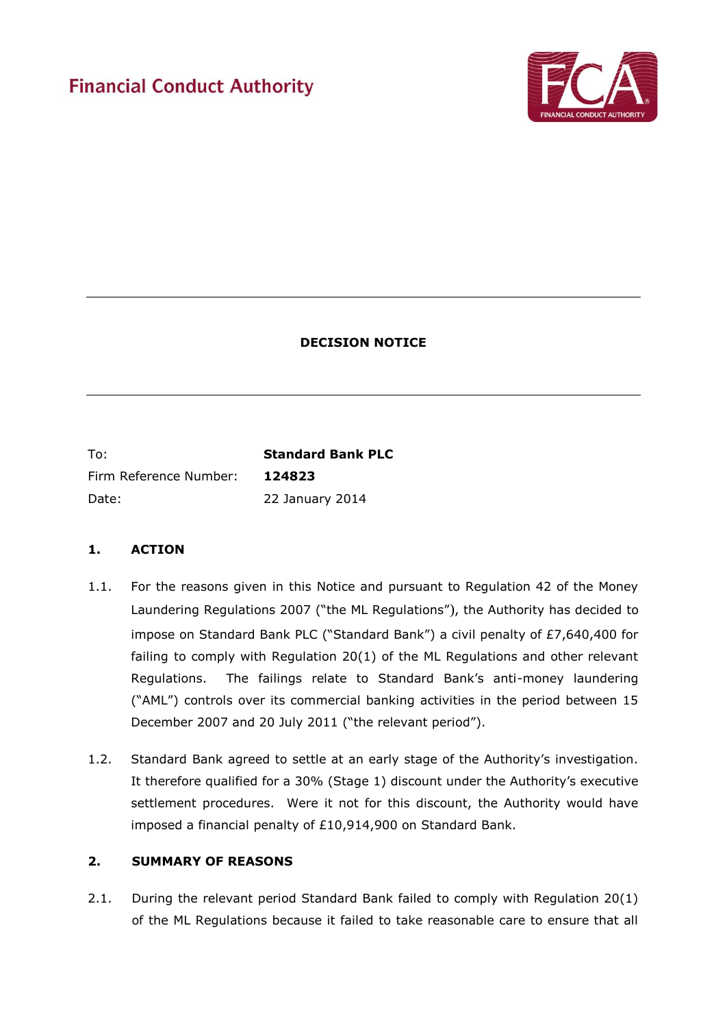Financial Conduct Authority

# DECISION NOTICE

| | |
|---|---|
| To: | **Standard Bank PLC** |
| Firm Reference Number: | **124823** |
| Date: | 22 January 2014 |

## 1. ACTION

1.1. For the reasons given in this Notice and pursuant to Regulation 42 of the Money Laundering Regulations 2007 ("the ML Regulations"), the Authority has decided to impose on Standard Bank PLC ("Standard Bank") a civil penalty of £7,640,400 for failing to comply with Regulation 20(1) of the ML Regulations and other relevant Regulations. The failings relate to Standard Bank's anti-money laundering ("AML") controls over its commercial banking activities in the period between 15 December 2007 and 20 July 2011 ("the relevant period").

1.2. Standard Bank agreed to settle at an early stage of the Authority's investigation. It therefore qualified for a 30% (Stage 1) discount under the Authority's executive settlement procedures. Were it not for this discount, the Authority would have imposed a financial penalty of £10,914,900 on Standard Bank.

## 2. SUMMARY OF REASONS

2.1. During the relevant period Standard Bank failed to comply with Regulation 20(1) of the ML Regulations because it failed to take reasonable care to ensure that all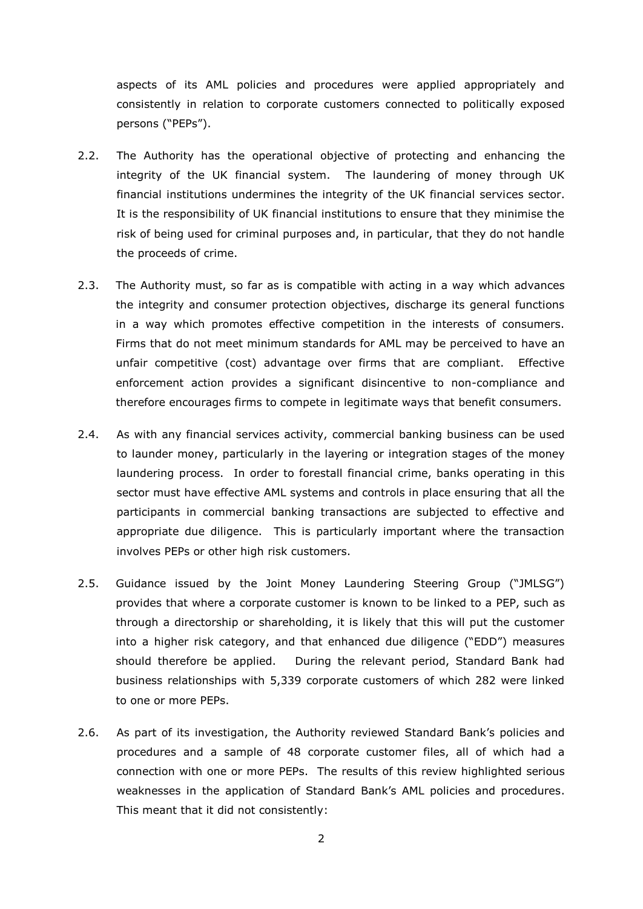aspects of its AML policies and procedures were applied appropriately and consistently in relation to corporate customers connected to politically exposed persons ("PEPs").

2.2. The Authority has the operational objective of protecting and enhancing the integrity of the UK financial system. The laundering of money through UK financial institutions undermines the integrity of the UK financial services sector. It is the responsibility of UK financial institutions to ensure that they minimise the risk of being used for criminal purposes and, in particular, that they do not handle the proceeds of crime.

2.3. The Authority must, so far as is compatible with acting in a way which advances the integrity and consumer protection objectives, discharge its general functions in a way which promotes effective competition in the interests of consumers. Firms that do not meet minimum standards for AML may be perceived to have an unfair competitive (cost) advantage over firms that are compliant. Effective enforcement action provides a significant disincentive to non-compliance and therefore encourages firms to compete in legitimate ways that benefit consumers.

2.4. As with any financial services activity, commercial banking business can be used to launder money, particularly in the layering or integration stages of the money laundering process. In order to forestall financial crime, banks operating in this sector must have effective AML systems and controls in place ensuring that all the participants in commercial banking transactions are subjected to effective and appropriate due diligence. This is particularly important where the transaction involves PEPs or other high risk customers.

2.5. Guidance issued by the Joint Money Laundering Steering Group ("JMLSG") provides that where a corporate customer is known to be linked to a PEP, such as through a directorship or shareholding, it is likely that this will put the customer into a higher risk category, and that enhanced due diligence ("EDD") measures should therefore be applied. During the relevant period, Standard Bank had business relationships with 5,339 corporate customers of which 282 were linked to one or more PEPs.

2.6. As part of its investigation, the Authority reviewed Standard Bank's policies and procedures and a sample of 48 corporate customer files, all of which had a connection with one or more PEPs. The results of this review highlighted serious weaknesses in the application of Standard Bank's AML policies and procedures. This meant that it did not consistently: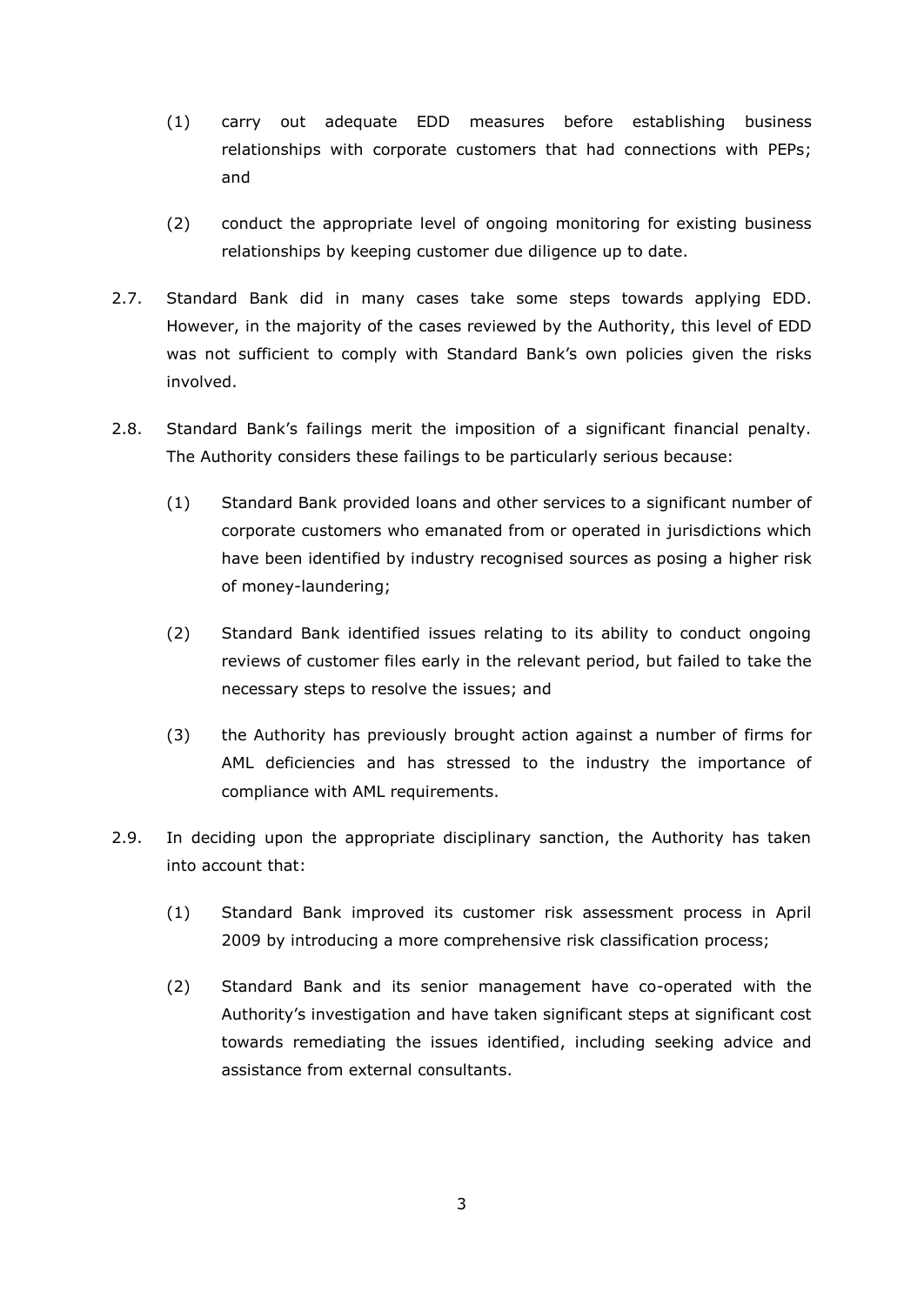(1) carry out adequate EDD measures before establishing business relationships with corporate customers that had connections with PEPs; and

(2) conduct the appropriate level of ongoing monitoring for existing business relationships by keeping customer due diligence up to date.

2.7. Standard Bank did in many cases take some steps towards applying EDD. However, in the majority of the cases reviewed by the Authority, this level of EDD was not sufficient to comply with Standard Bank's own policies given the risks involved.

2.8. Standard Bank's failings merit the imposition of a significant financial penalty. The Authority considers these failings to be particularly serious because:

(1) Standard Bank provided loans and other services to a significant number of corporate customers who emanated from or operated in jurisdictions which have been identified by industry recognised sources as posing a higher risk of money-laundering;

(2) Standard Bank identified issues relating to its ability to conduct ongoing reviews of customer files early in the relevant period, but failed to take the necessary steps to resolve the issues; and

(3) the Authority has previously brought action against a number of firms for AML deficiencies and has stressed to the industry the importance of compliance with AML requirements.

2.9. In deciding upon the appropriate disciplinary sanction, the Authority has taken into account that:

(1) Standard Bank improved its customer risk assessment process in April 2009 by introducing a more comprehensive risk classification process;

(2) Standard Bank and its senior management have co-operated with the Authority's investigation and have taken significant steps at significant cost towards remediating the issues identified, including seeking advice and assistance from external consultants.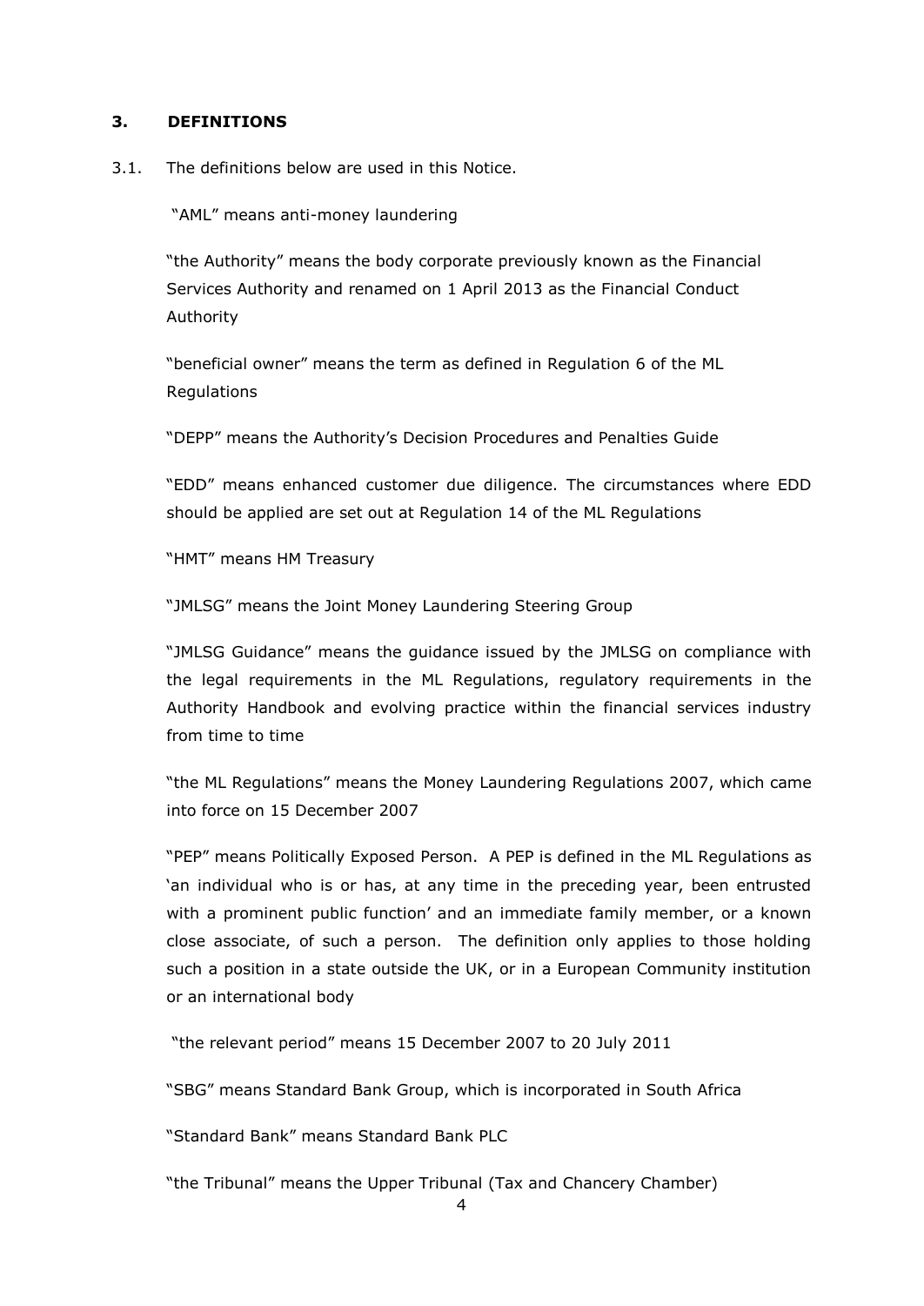## 3. DEFINITIONS

3.1. The definitions below are used in this Notice.

"AML" means anti-money laundering

"the Authority" means the body corporate previously known as the Financial Services Authority and renamed on 1 April 2013 as the Financial Conduct Authority

"beneficial owner" means the term as defined in Regulation 6 of the ML Regulations

"DEPP" means the Authority's Decision Procedures and Penalties Guide

"EDD" means enhanced customer due diligence. The circumstances where EDD should be applied are set out at Regulation 14 of the ML Regulations

"HMT" means HM Treasury

"JMLSG" means the Joint Money Laundering Steering Group

"JMLSG Guidance" means the guidance issued by the JMLSG on compliance with the legal requirements in the ML Regulations, regulatory requirements in the Authority Handbook and evolving practice within the financial services industry from time to time

"the ML Regulations" means the Money Laundering Regulations 2007, which came into force on 15 December 2007

"PEP" means Politically Exposed Person. A PEP is defined in the ML Regulations as 'an individual who is or has, at any time in the preceding year, been entrusted with a prominent public function' and an immediate family member, or a known close associate, of such a person. The definition only applies to those holding such a position in a state outside the UK, or in a European Community institution or an international body

"the relevant period" means 15 December 2007 to 20 July 2011

"SBG" means Standard Bank Group, which is incorporated in South Africa

"Standard Bank" means Standard Bank PLC

"the Tribunal" means the Upper Tribunal (Tax and Chancery Chamber)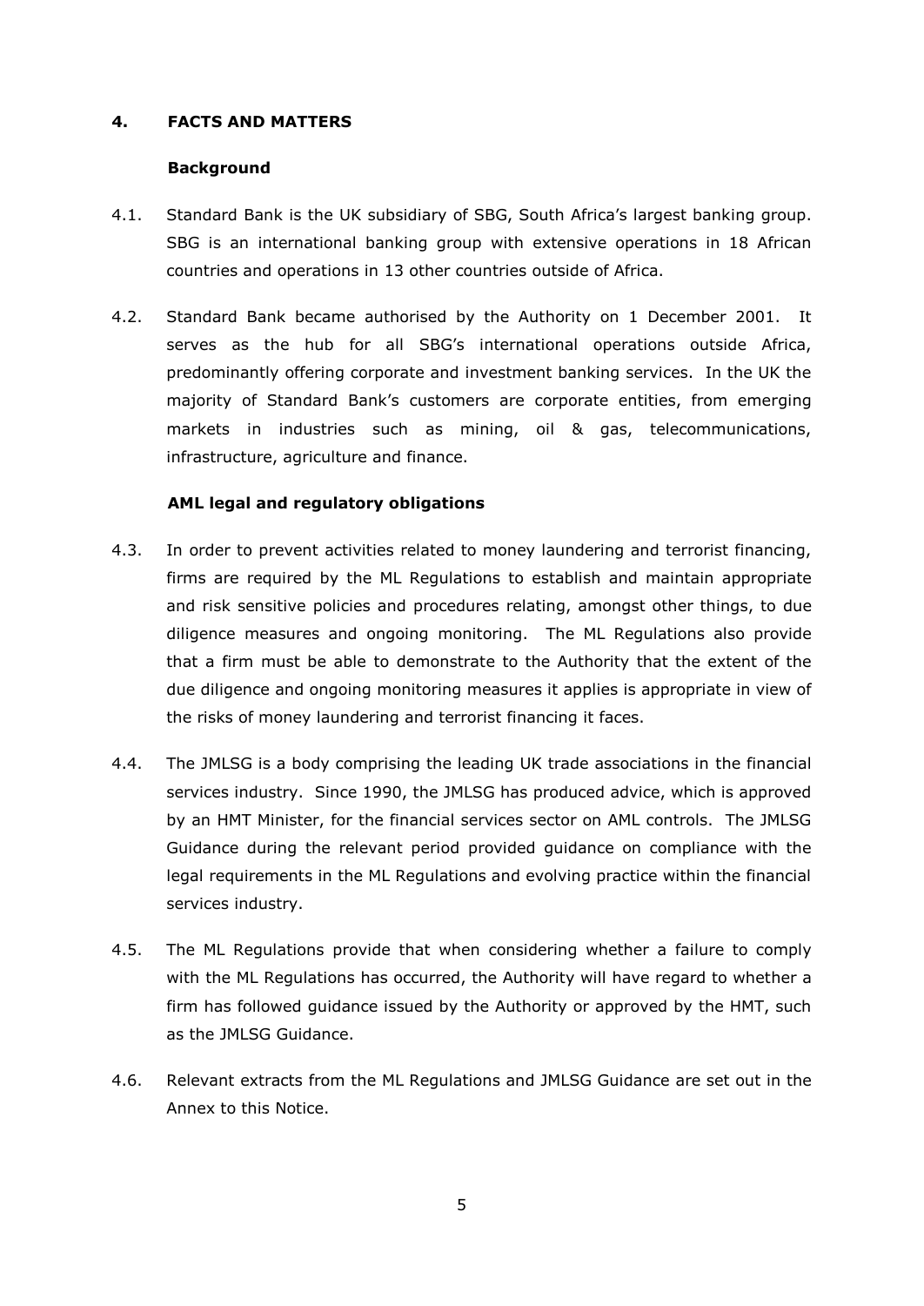## 4. FACTS AND MATTERS

### Background

4.1. Standard Bank is the UK subsidiary of SBG, South Africa's largest banking group. SBG is an international banking group with extensive operations in 18 African countries and operations in 13 other countries outside of Africa.

4.2. Standard Bank became authorised by the Authority on 1 December 2001. It serves as the hub for all SBG's international operations outside Africa, predominantly offering corporate and investment banking services. In the UK the majority of Standard Bank's customers are corporate entities, from emerging markets in industries such as mining, oil & gas, telecommunications, infrastructure, agriculture and finance.

### AML legal and regulatory obligations

4.3. In order to prevent activities related to money laundering and terrorist financing, firms are required by the ML Regulations to establish and maintain appropriate and risk sensitive policies and procedures relating, amongst other things, to due diligence measures and ongoing monitoring. The ML Regulations also provide that a firm must be able to demonstrate to the Authority that the extent of the due diligence and ongoing monitoring measures it applies is appropriate in view of the risks of money laundering and terrorist financing it faces.

4.4. The JMLSG is a body comprising the leading UK trade associations in the financial services industry. Since 1990, the JMLSG has produced advice, which is approved by an HMT Minister, for the financial services sector on AML controls. The JMLSG Guidance during the relevant period provided guidance on compliance with the legal requirements in the ML Regulations and evolving practice within the financial services industry.

4.5. The ML Regulations provide that when considering whether a failure to comply with the ML Regulations has occurred, the Authority will have regard to whether a firm has followed guidance issued by the Authority or approved by the HMT, such as the JMLSG Guidance.

4.6. Relevant extracts from the ML Regulations and JMLSG Guidance are set out in the Annex to this Notice.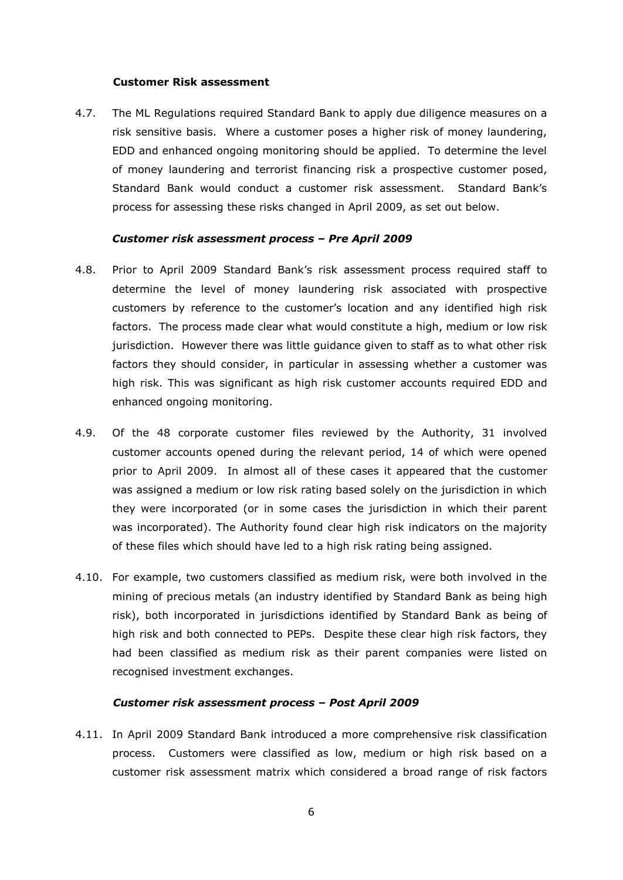**Customer Risk assessment**

4.7. The ML Regulations required Standard Bank to apply due diligence measures on a risk sensitive basis. Where a customer poses a higher risk of money laundering, EDD and enhanced ongoing monitoring should be applied. To determine the level of money laundering and terrorist financing risk a prospective customer posed, Standard Bank would conduct a customer risk assessment. Standard Bank's process for assessing these risks changed in April 2009, as set out below.

***Customer risk assessment process – Pre April 2009***

4.8. Prior to April 2009 Standard Bank's risk assessment process required staff to determine the level of money laundering risk associated with prospective customers by reference to the customer's location and any identified high risk factors. The process made clear what would constitute a high, medium or low risk jurisdiction. However there was little guidance given to staff as to what other risk factors they should consider, in particular in assessing whether a customer was high risk. This was significant as high risk customer accounts required EDD and enhanced ongoing monitoring.

4.9. Of the 48 corporate customer files reviewed by the Authority, 31 involved customer accounts opened during the relevant period, 14 of which were opened prior to April 2009. In almost all of these cases it appeared that the customer was assigned a medium or low risk rating based solely on the jurisdiction in which they were incorporated (or in some cases the jurisdiction in which their parent was incorporated). The Authority found clear high risk indicators on the majority of these files which should have led to a high risk rating being assigned.

4.10. For example, two customers classified as medium risk, were both involved in the mining of precious metals (an industry identified by Standard Bank as being high risk), both incorporated in jurisdictions identified by Standard Bank as being of high risk and both connected to PEPs. Despite these clear high risk factors, they had been classified as medium risk as their parent companies were listed on recognised investment exchanges.

***Customer risk assessment process – Post April 2009***

4.11. In April 2009 Standard Bank introduced a more comprehensive risk classification process. Customers were classified as low, medium or high risk based on a customer risk assessment matrix which considered a broad range of risk factors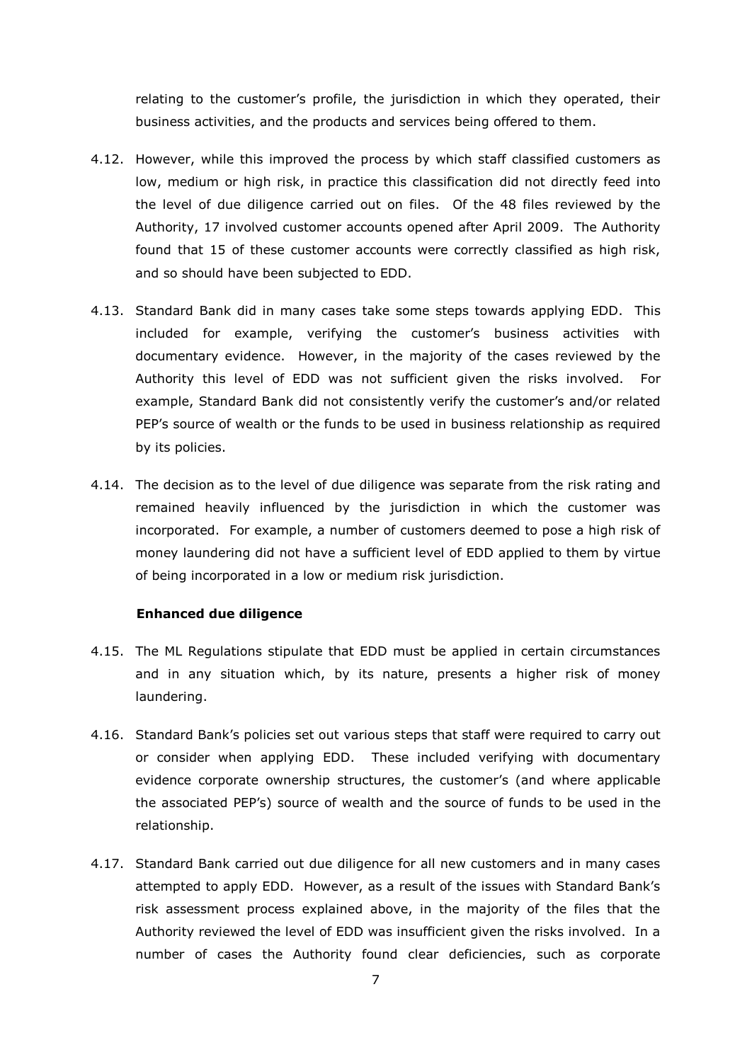relating to the customer's profile, the jurisdiction in which they operated, their business activities, and the products and services being offered to them.

4.12. However, while this improved the process by which staff classified customers as low, medium or high risk, in practice this classification did not directly feed into the level of due diligence carried out on files. Of the 48 files reviewed by the Authority, 17 involved customer accounts opened after April 2009. The Authority found that 15 of these customer accounts were correctly classified as high risk, and so should have been subjected to EDD.

4.13. Standard Bank did in many cases take some steps towards applying EDD. This included for example, verifying the customer's business activities with documentary evidence. However, in the majority of the cases reviewed by the Authority this level of EDD was not sufficient given the risks involved. For example, Standard Bank did not consistently verify the customer's and/or related PEP's source of wealth or the funds to be used in business relationship as required by its policies.

4.14. The decision as to the level of due diligence was separate from the risk rating and remained heavily influenced by the jurisdiction in which the customer was incorporated. For example, a number of customers deemed to pose a high risk of money laundering did not have a sufficient level of EDD applied to them by virtue of being incorporated in a low or medium risk jurisdiction.

**Enhanced due diligence**

4.15. The ML Regulations stipulate that EDD must be applied in certain circumstances and in any situation which, by its nature, presents a higher risk of money laundering.

4.16. Standard Bank's policies set out various steps that staff were required to carry out or consider when applying EDD. These included verifying with documentary evidence corporate ownership structures, the customer's (and where applicable the associated PEP's) source of wealth and the source of funds to be used in the relationship.

4.17. Standard Bank carried out due diligence for all new customers and in many cases attempted to apply EDD. However, as a result of the issues with Standard Bank's risk assessment process explained above, in the majority of the files that the Authority reviewed the level of EDD was insufficient given the risks involved. In a number of cases the Authority found clear deficiencies, such as corporate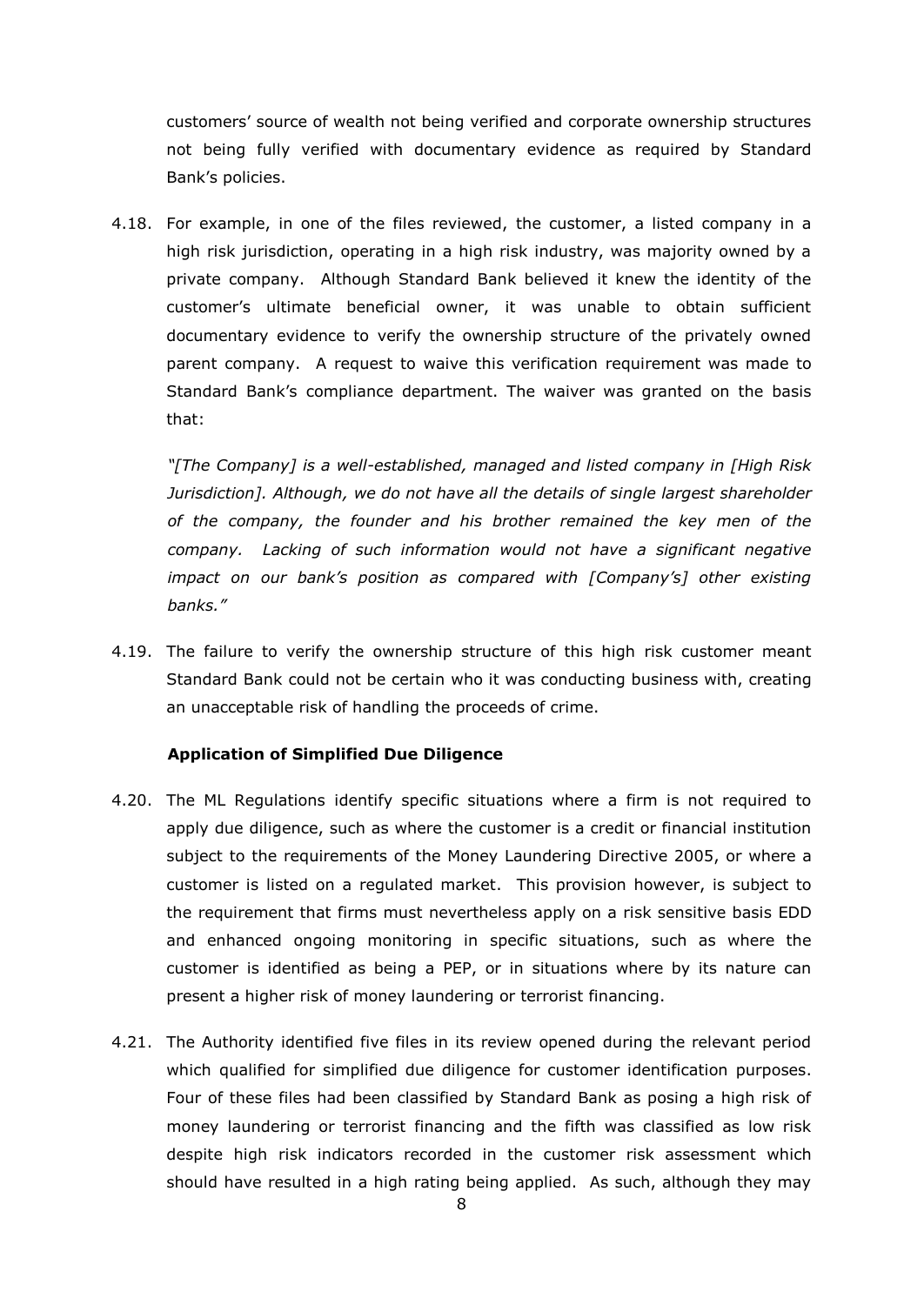customers' source of wealth not being verified and corporate ownership structures not being fully verified with documentary evidence as required by Standard Bank's policies.

4.18. For example, in one of the files reviewed, the customer, a listed company in a high risk jurisdiction, operating in a high risk industry, was majority owned by a private company. Although Standard Bank believed it knew the identity of the customer's ultimate beneficial owner, it was unable to obtain sufficient documentary evidence to verify the ownership structure of the privately owned parent company. A request to waive this verification requirement was made to Standard Bank's compliance department. The waiver was granted on the basis that:

> *"[The Company] is a well-established, managed and listed company in [High Risk Jurisdiction]. Although, we do not have all the details of single largest shareholder of the company, the founder and his brother remained the key men of the company. Lacking of such information would not have a significant negative impact on our bank's position as compared with [Company's] other existing banks."*

4.19. The failure to verify the ownership structure of this high risk customer meant Standard Bank could not be certain who it was conducting business with, creating an unacceptable risk of handling the proceeds of crime.

**Application of Simplified Due Diligence**

4.20. The ML Regulations identify specific situations where a firm is not required to apply due diligence, such as where the customer is a credit or financial institution subject to the requirements of the Money Laundering Directive 2005, or where a customer is listed on a regulated market. This provision however, is subject to the requirement that firms must nevertheless apply on a risk sensitive basis EDD and enhanced ongoing monitoring in specific situations, such as where the customer is identified as being a PEP, or in situations where by its nature can present a higher risk of money laundering or terrorist financing.

4.21. The Authority identified five files in its review opened during the relevant period which qualified for simplified due diligence for customer identification purposes. Four of these files had been classified by Standard Bank as posing a high risk of money laundering or terrorist financing and the fifth was classified as low risk despite high risk indicators recorded in the customer risk assessment which should have resulted in a high rating being applied. As such, although they may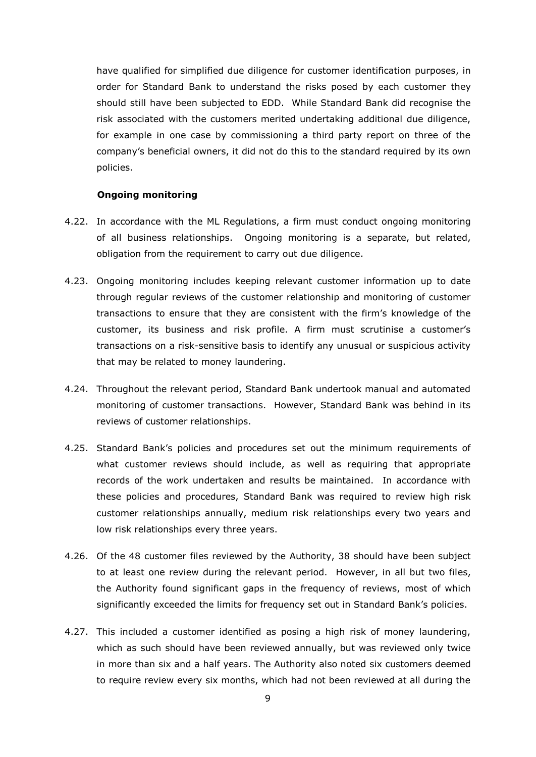have qualified for simplified due diligence for customer identification purposes, in order for Standard Bank to understand the risks posed by each customer they should still have been subjected to EDD. While Standard Bank did recognise the risk associated with the customers merited undertaking additional due diligence, for example in one case by commissioning a third party report on three of the company's beneficial owners, it did not do this to the standard required by its own policies.

**Ongoing monitoring**

4.22. In accordance with the ML Regulations, a firm must conduct ongoing monitoring of all business relationships. Ongoing monitoring is a separate, but related, obligation from the requirement to carry out due diligence.

4.23. Ongoing monitoring includes keeping relevant customer information up to date through regular reviews of the customer relationship and monitoring of customer transactions to ensure that they are consistent with the firm's knowledge of the customer, its business and risk profile. A firm must scrutinise a customer's transactions on a risk-sensitive basis to identify any unusual or suspicious activity that may be related to money laundering.

4.24. Throughout the relevant period, Standard Bank undertook manual and automated monitoring of customer transactions. However, Standard Bank was behind in its reviews of customer relationships.

4.25. Standard Bank's policies and procedures set out the minimum requirements of what customer reviews should include, as well as requiring that appropriate records of the work undertaken and results be maintained. In accordance with these policies and procedures, Standard Bank was required to review high risk customer relationships annually, medium risk relationships every two years and low risk relationships every three years.

4.26. Of the 48 customer files reviewed by the Authority, 38 should have been subject to at least one review during the relevant period. However, in all but two files, the Authority found significant gaps in the frequency of reviews, most of which significantly exceeded the limits for frequency set out in Standard Bank's policies.

4.27. This included a customer identified as posing a high risk of money laundering, which as such should have been reviewed annually, but was reviewed only twice in more than six and a half years. The Authority also noted six customers deemed to require review every six months, which had not been reviewed at all during the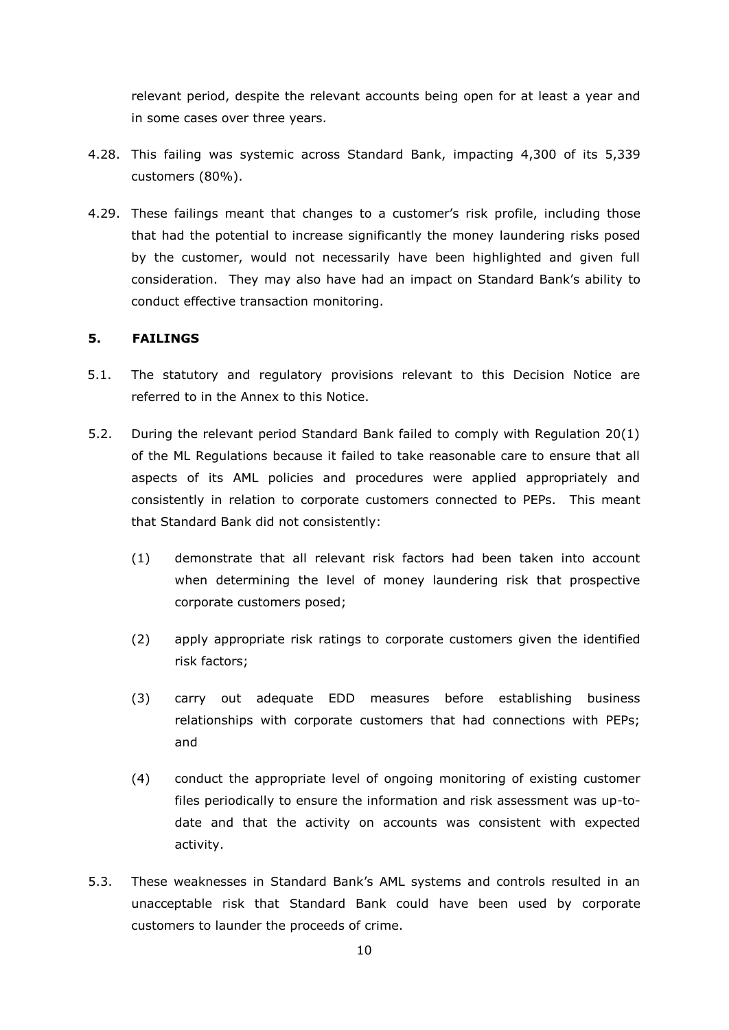relevant period, despite the relevant accounts being open for at least a year and in some cases over three years.

4.28. This failing was systemic across Standard Bank, impacting 4,300 of its 5,339 customers (80%).

4.29. These failings meant that changes to a customer's risk profile, including those that had the potential to increase significantly the money laundering risks posed by the customer, would not necessarily have been highlighted and given full consideration. They may also have had an impact on Standard Bank's ability to conduct effective transaction monitoring.

## 5. FAILINGS

5.1. The statutory and regulatory provisions relevant to this Decision Notice are referred to in the Annex to this Notice.

5.2. During the relevant period Standard Bank failed to comply with Regulation 20(1) of the ML Regulations because it failed to take reasonable care to ensure that all aspects of its AML policies and procedures were applied appropriately and consistently in relation to corporate customers connected to PEPs. This meant that Standard Bank did not consistently:

(1) demonstrate that all relevant risk factors had been taken into account when determining the level of money laundering risk that prospective corporate customers posed;

(2) apply appropriate risk ratings to corporate customers given the identified risk factors;

(3) carry out adequate EDD measures before establishing business relationships with corporate customers that had connections with PEPs; and

(4) conduct the appropriate level of ongoing monitoring of existing customer files periodically to ensure the information and risk assessment was up-to-date and that the activity on accounts was consistent with expected activity.

5.3. These weaknesses in Standard Bank's AML systems and controls resulted in an unacceptable risk that Standard Bank could have been used by corporate customers to launder the proceeds of crime.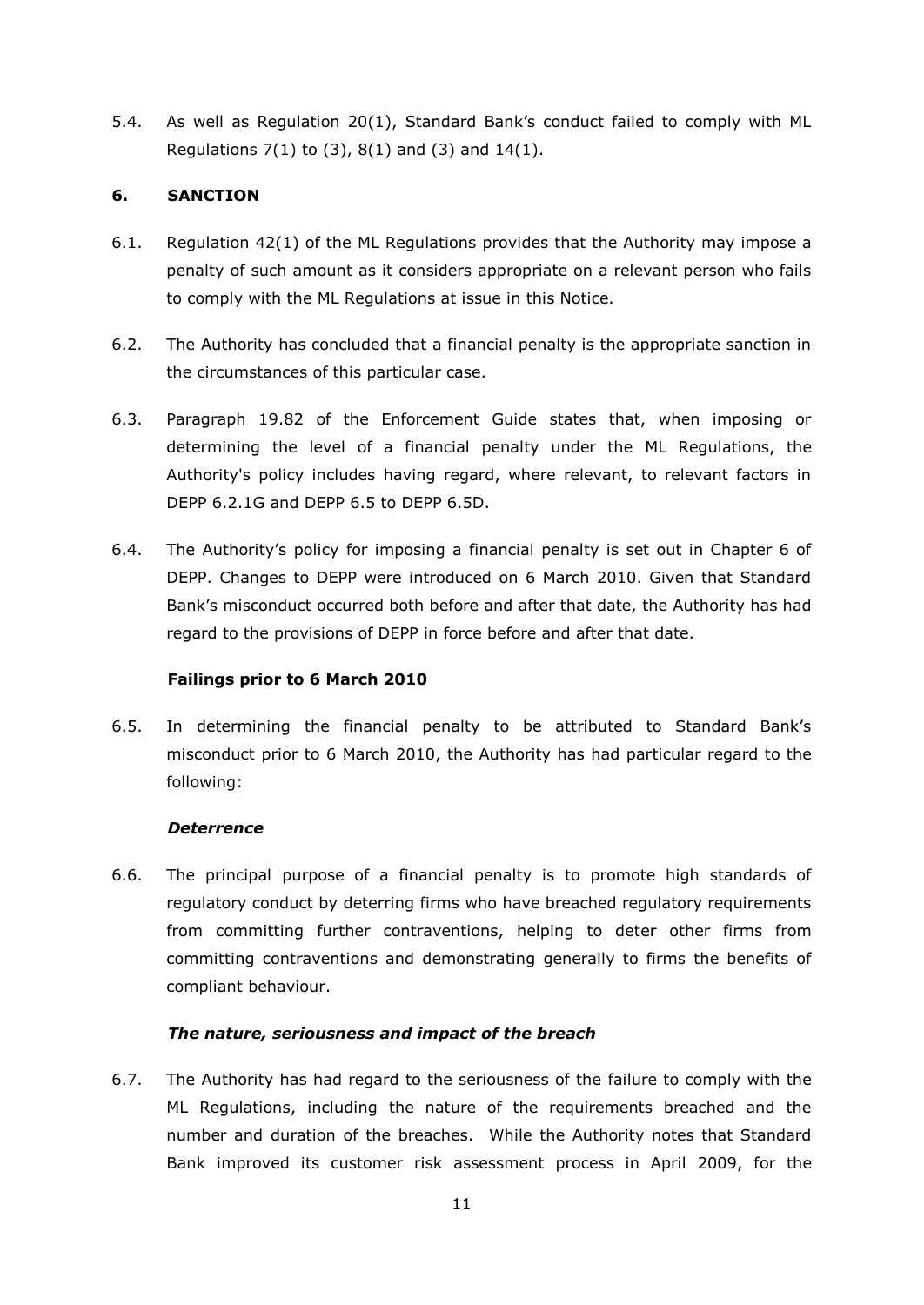5.4. As well as Regulation 20(1), Standard Bank's conduct failed to comply with ML Regulations 7(1) to (3), 8(1) and (3) and 14(1).

## 6. SANCTION

6.1. Regulation 42(1) of the ML Regulations provides that the Authority may impose a penalty of such amount as it considers appropriate on a relevant person who fails to comply with the ML Regulations at issue in this Notice.

6.2. The Authority has concluded that a financial penalty is the appropriate sanction in the circumstances of this particular case.

6.3. Paragraph 19.82 of the Enforcement Guide states that, when imposing or determining the level of a financial penalty under the ML Regulations, the Authority's policy includes having regard, where relevant, to relevant factors in DEPP 6.2.1G and DEPP 6.5 to DEPP 6.5D.

6.4. The Authority's policy for imposing a financial penalty is set out in Chapter 6 of DEPP. Changes to DEPP were introduced on 6 March 2010. Given that Standard Bank's misconduct occurred both before and after that date, the Authority has had regard to the provisions of DEPP in force before and after that date.

### Failings prior to 6 March 2010

6.5. In determining the financial penalty to be attributed to Standard Bank's misconduct prior to 6 March 2010, the Authority has had particular regard to the following:

#### *Deterrence*

6.6. The principal purpose of a financial penalty is to promote high standards of regulatory conduct by deterring firms who have breached regulatory requirements from committing further contraventions, helping to deter other firms from committing contraventions and demonstrating generally to firms the benefits of compliant behaviour.

#### *The nature, seriousness and impact of the breach*

6.7. The Authority has had regard to the seriousness of the failure to comply with the ML Regulations, including the nature of the requirements breached and the number and duration of the breaches. While the Authority notes that Standard Bank improved its customer risk assessment process in April 2009, for the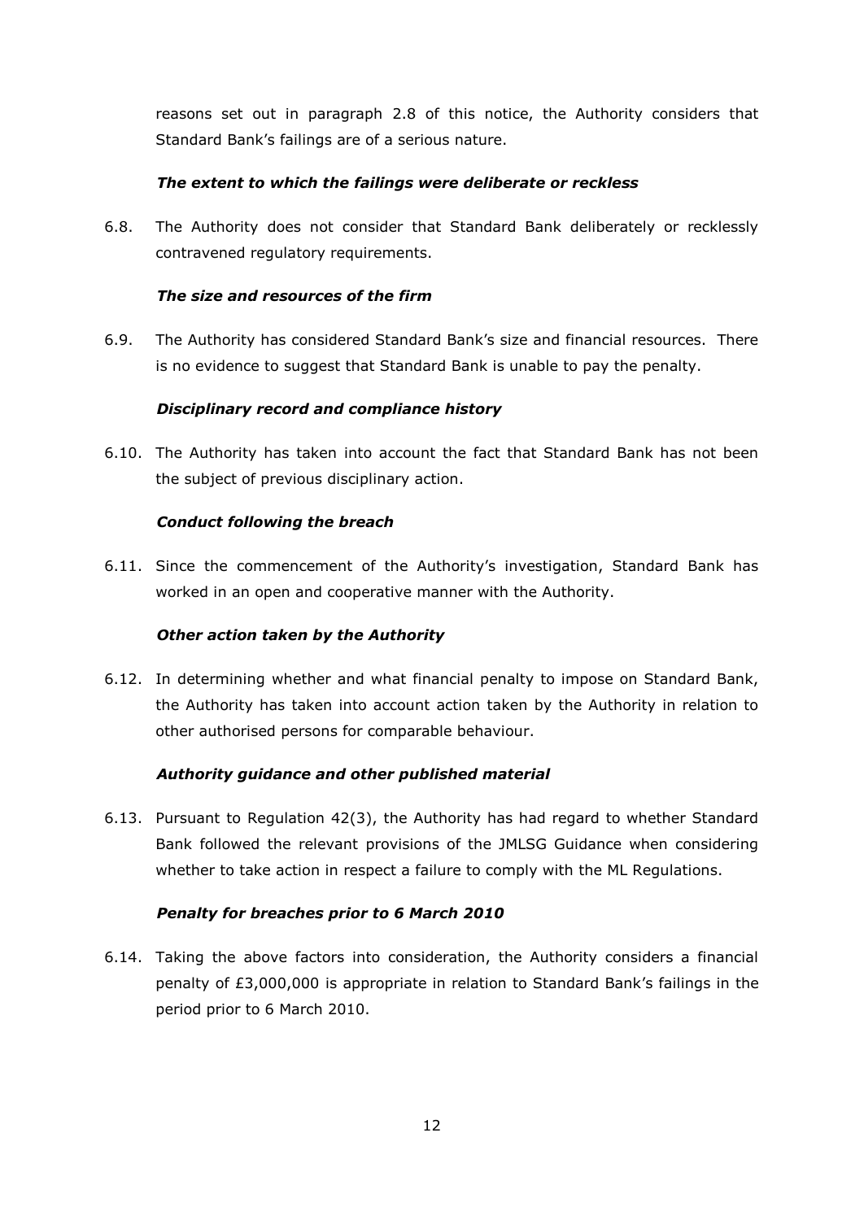reasons set out in paragraph 2.8 of this notice, the Authority considers that Standard Bank's failings are of a serious nature.

***The extent to which the failings were deliberate or reckless***

6.8. The Authority does not consider that Standard Bank deliberately or recklessly contravened regulatory requirements.

***The size and resources of the firm***

6.9. The Authority has considered Standard Bank's size and financial resources. There is no evidence to suggest that Standard Bank is unable to pay the penalty.

***Disciplinary record and compliance history***

6.10. The Authority has taken into account the fact that Standard Bank has not been the subject of previous disciplinary action.

***Conduct following the breach***

6.11. Since the commencement of the Authority's investigation, Standard Bank has worked in an open and cooperative manner with the Authority.

***Other action taken by the Authority***

6.12. In determining whether and what financial penalty to impose on Standard Bank, the Authority has taken into account action taken by the Authority in relation to other authorised persons for comparable behaviour.

***Authority guidance and other published material***

6.13. Pursuant to Regulation 42(3), the Authority has had regard to whether Standard Bank followed the relevant provisions of the JMLSG Guidance when considering whether to take action in respect a failure to comply with the ML Regulations.

***Penalty for breaches prior to 6 March 2010***

6.14. Taking the above factors into consideration, the Authority considers a financial penalty of £3,000,000 is appropriate in relation to Standard Bank's failings in the period prior to 6 March 2010.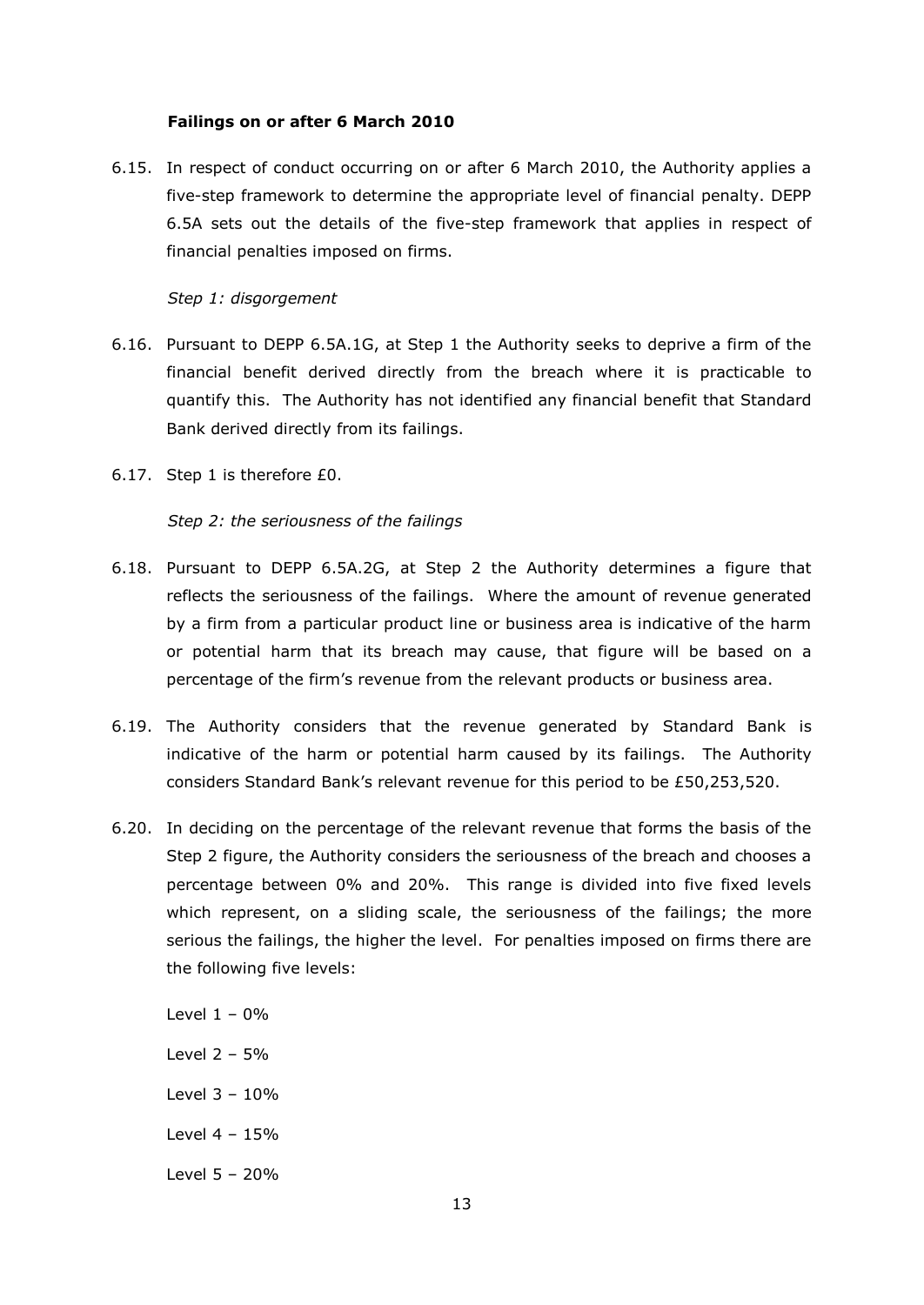**Failings on or after 6 March 2010**

6.15. In respect of conduct occurring on or after 6 March 2010, the Authority applies a five-step framework to determine the appropriate level of financial penalty. DEPP 6.5A sets out the details of the five-step framework that applies in respect of financial penalties imposed on firms.

*Step 1: disgorgement*

6.16. Pursuant to DEPP 6.5A.1G, at Step 1 the Authority seeks to deprive a firm of the financial benefit derived directly from the breach where it is practicable to quantify this. The Authority has not identified any financial benefit that Standard Bank derived directly from its failings.

6.17. Step 1 is therefore £0.

*Step 2: the seriousness of the failings*

6.18. Pursuant to DEPP 6.5A.2G, at Step 2 the Authority determines a figure that reflects the seriousness of the failings. Where the amount of revenue generated by a firm from a particular product line or business area is indicative of the harm or potential harm that its breach may cause, that figure will be based on a percentage of the firm's revenue from the relevant products or business area.

6.19. The Authority considers that the revenue generated by Standard Bank is indicative of the harm or potential harm caused by its failings. The Authority considers Standard Bank's relevant revenue for this period to be £50,253,520.

6.20. In deciding on the percentage of the relevant revenue that forms the basis of the Step 2 figure, the Authority considers the seriousness of the breach and chooses a percentage between 0% and 20%. This range is divided into five fixed levels which represent, on a sliding scale, the seriousness of the failings; the more serious the failings, the higher the level. For penalties imposed on firms there are the following five levels:

Level 1 – 0%

Level 2 – 5%

Level 3 – 10%

Level 4 – 15%

Level 5 – 20%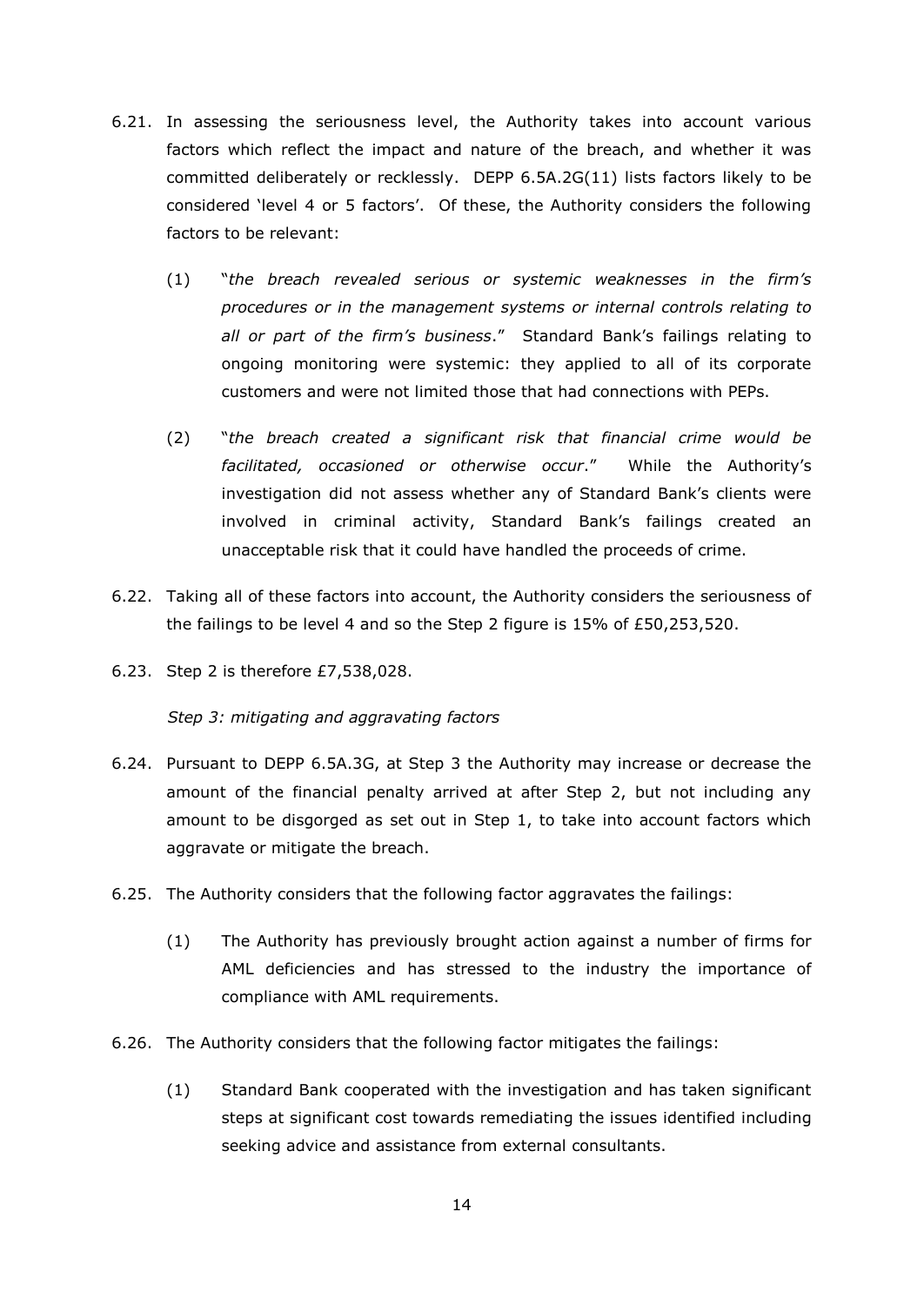6.21. In assessing the seriousness level, the Authority takes into account various factors which reflect the impact and nature of the breach, and whether it was committed deliberately or recklessly. DEPP 6.5A.2G(11) lists factors likely to be considered 'level 4 or 5 factors'. Of these, the Authority considers the following factors to be relevant:

(1) "*the breach revealed serious or systemic weaknesses in the firm's procedures or in the management systems or internal controls relating to all or part of the firm's business*." Standard Bank's failings relating to ongoing monitoring were systemic: they applied to all of its corporate customers and were not limited those that had connections with PEPs.

(2) "*the breach created a significant risk that financial crime would be facilitated, occasioned or otherwise occur*." While the Authority's investigation did not assess whether any of Standard Bank's clients were involved in criminal activity, Standard Bank's failings created an unacceptable risk that it could have handled the proceeds of crime.

6.22. Taking all of these factors into account, the Authority considers the seriousness of the failings to be level 4 and so the Step 2 figure is 15% of £50,253,520.

6.23. Step 2 is therefore £7,538,028.

*Step 3: mitigating and aggravating factors*

6.24. Pursuant to DEPP 6.5A.3G, at Step 3 the Authority may increase or decrease the amount of the financial penalty arrived at after Step 2, but not including any amount to be disgorged as set out in Step 1, to take into account factors which aggravate or mitigate the breach.

6.25. The Authority considers that the following factor aggravates the failings:

(1) The Authority has previously brought action against a number of firms for AML deficiencies and has stressed to the industry the importance of compliance with AML requirements.

6.26. The Authority considers that the following factor mitigates the failings:

(1) Standard Bank cooperated with the investigation and has taken significant steps at significant cost towards remediating the issues identified including seeking advice and assistance from external consultants.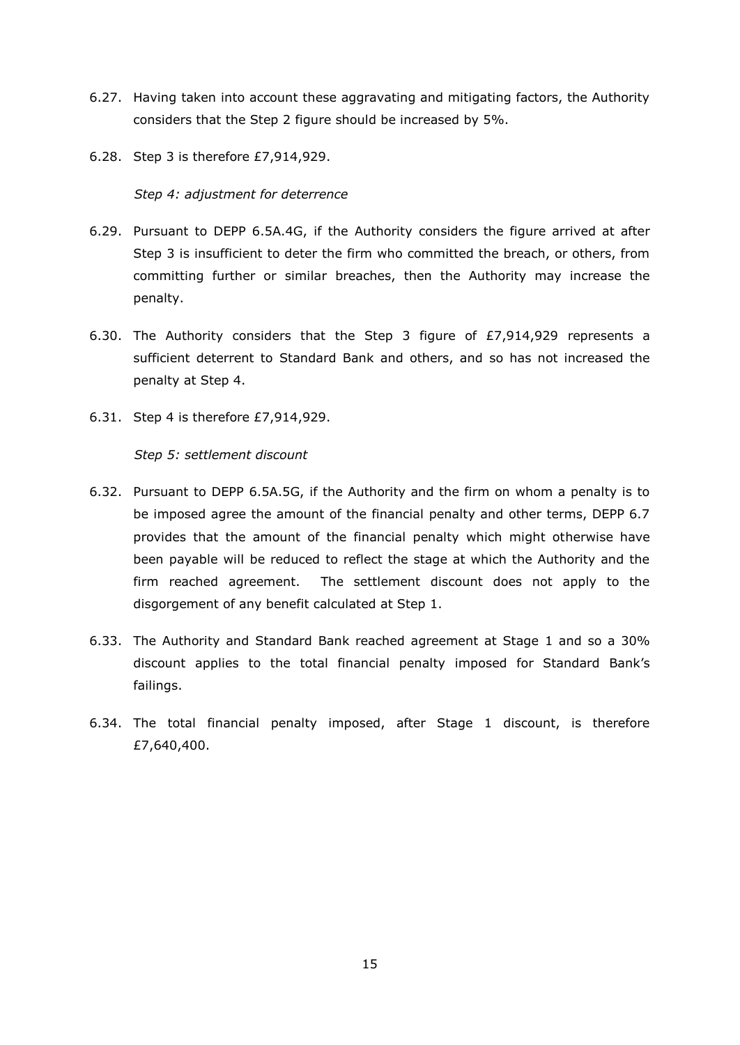6.27. Having taken into account these aggravating and mitigating factors, the Authority considers that the Step 2 figure should be increased by 5%.

6.28. Step 3 is therefore £7,914,929.

*Step 4: adjustment for deterrence*

6.29. Pursuant to DEPP 6.5A.4G, if the Authority considers the figure arrived at after Step 3 is insufficient to deter the firm who committed the breach, or others, from committing further or similar breaches, then the Authority may increase the penalty.

6.30. The Authority considers that the Step 3 figure of £7,914,929 represents a sufficient deterrent to Standard Bank and others, and so has not increased the penalty at Step 4.

6.31. Step 4 is therefore £7,914,929.

*Step 5: settlement discount*

6.32. Pursuant to DEPP 6.5A.5G, if the Authority and the firm on whom a penalty is to be imposed agree the amount of the financial penalty and other terms, DEPP 6.7 provides that the amount of the financial penalty which might otherwise have been payable will be reduced to reflect the stage at which the Authority and the firm reached agreement. The settlement discount does not apply to the disgorgement of any benefit calculated at Step 1.

6.33. The Authority and Standard Bank reached agreement at Stage 1 and so a 30% discount applies to the total financial penalty imposed for Standard Bank's failings.

6.34. The total financial penalty imposed, after Stage 1 discount, is therefore £7,640,400.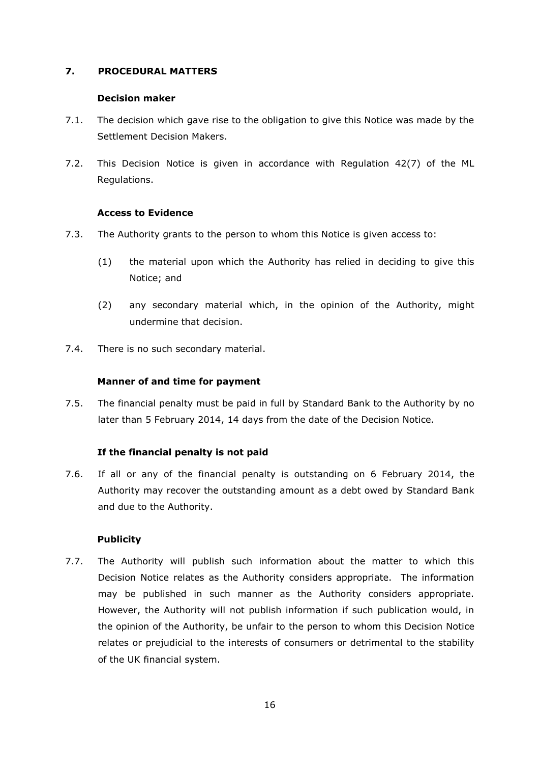## 7. PROCEDURAL MATTERS

### Decision maker

7.1. The decision which gave rise to the obligation to give this Notice was made by the Settlement Decision Makers.

7.2. This Decision Notice is given in accordance with Regulation 42(7) of the ML Regulations.

### Access to Evidence

7.3. The Authority grants to the person to whom this Notice is given access to:

(1) the material upon which the Authority has relied in deciding to give this Notice; and

(2) any secondary material which, in the opinion of the Authority, might undermine that decision.

7.4. There is no such secondary material.

### Manner of and time for payment

7.5. The financial penalty must be paid in full by Standard Bank to the Authority by no later than 5 February 2014, 14 days from the date of the Decision Notice.

### If the financial penalty is not paid

7.6. If all or any of the financial penalty is outstanding on 6 February 2014, the Authority may recover the outstanding amount as a debt owed by Standard Bank and due to the Authority.

### Publicity

7.7. The Authority will publish such information about the matter to which this Decision Notice relates as the Authority considers appropriate. The information may be published in such manner as the Authority considers appropriate. However, the Authority will not publish information if such publication would, in the opinion of the Authority, be unfair to the person to whom this Decision Notice relates or prejudicial to the interests of consumers or detrimental to the stability of the UK financial system.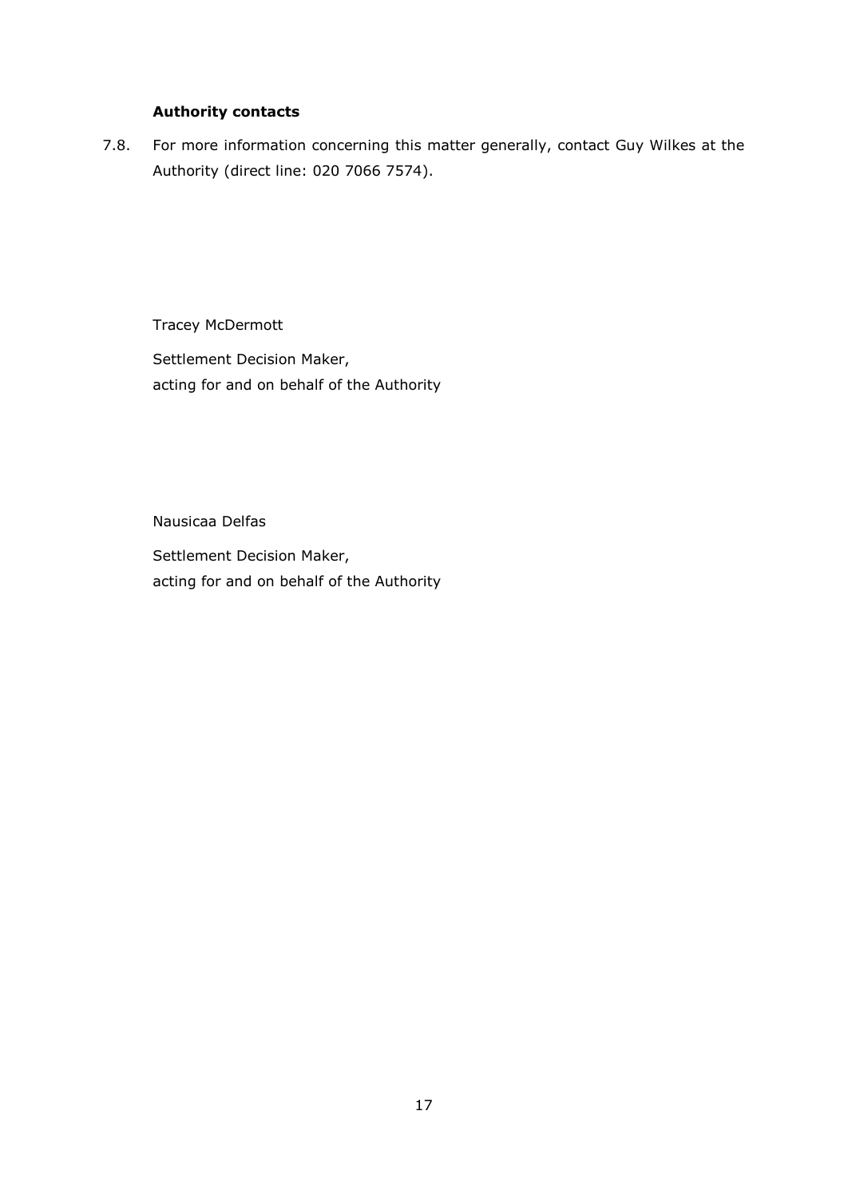**Authority contacts**

7.8. For more information concerning this matter generally, contact Guy Wilkes at the Authority (direct line: 020 7066 7574).

Tracey McDermott

Settlement Decision Maker,
acting for and on behalf of the Authority

Nausicaa Delfas

Settlement Decision Maker,
acting for and on behalf of the Authority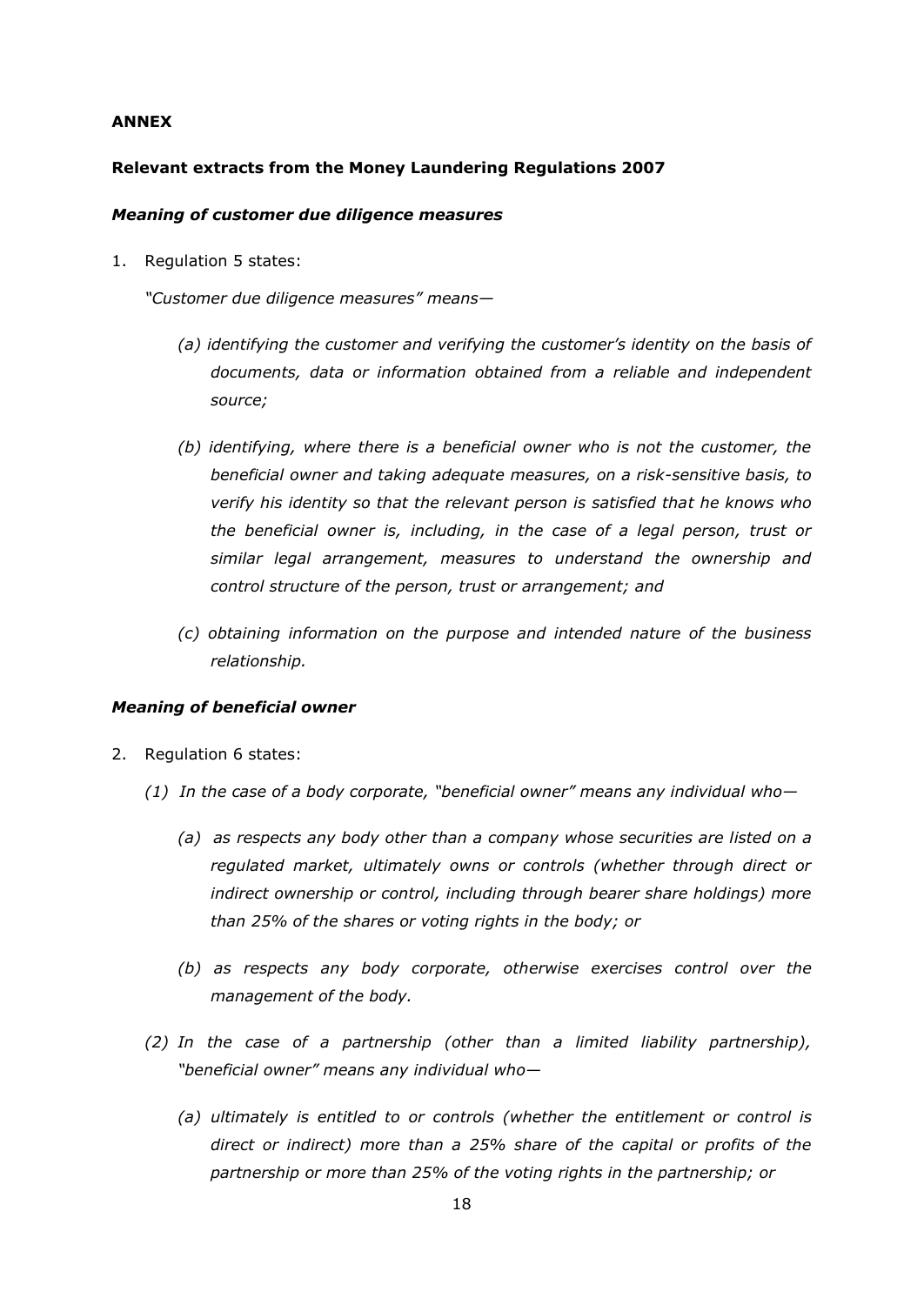**ANNEX**

**Relevant extracts from the Money Laundering Regulations 2007**

***Meaning of customer due diligence measures***

1. Regulation 5 states:

   *"Customer due diligence measures" means—*

   *(a) identifying the customer and verifying the customer's identity on the basis of documents, data or information obtained from a reliable and independent source;*

   *(b) identifying, where there is a beneficial owner who is not the customer, the beneficial owner and taking adequate measures, on a risk-sensitive basis, to verify his identity so that the relevant person is satisfied that he knows who the beneficial owner is, including, in the case of a legal person, trust or similar legal arrangement, measures to understand the ownership and control structure of the person, trust or arrangement; and*

   *(c) obtaining information on the purpose and intended nature of the business relationship.*

***Meaning of beneficial owner***

2. Regulation 6 states:

   *(1) In the case of a body corporate, "beneficial owner" means any individual who—*

   *(a) as respects any body other than a company whose securities are listed on a regulated market, ultimately owns or controls (whether through direct or indirect ownership or control, including through bearer share holdings) more than 25% of the shares or voting rights in the body; or*

   *(b) as respects any body corporate, otherwise exercises control over the management of the body.*

   *(2) In the case of a partnership (other than a limited liability partnership), "beneficial owner" means any individual who—*

   *(a) ultimately is entitled to or controls (whether the entitlement or control is direct or indirect) more than a 25% share of the capital or profits of the partnership or more than 25% of the voting rights in the partnership; or*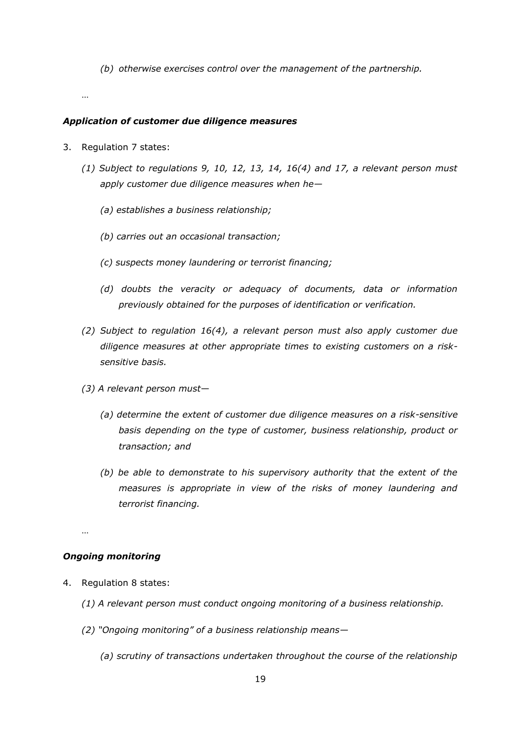*(b) otherwise exercises control over the management of the partnership.*

…

***Application of customer due diligence measures***

3. Regulation 7 states:

   *(1) Subject to regulations 9, 10, 12, 13, 14, 16(4) and 17, a relevant person must apply customer due diligence measures when he—*

   *(a) establishes a business relationship;*

   *(b) carries out an occasional transaction;*

   *(c) suspects money laundering or terrorist financing;*

   *(d) doubts the veracity or adequacy of documents, data or information previously obtained for the purposes of identification or verification.*

   *(2) Subject to regulation 16(4), a relevant person must also apply customer due diligence measures at other appropriate times to existing customers on a risk-sensitive basis.*

   *(3) A relevant person must—*

   *(a) determine the extent of customer due diligence measures on a risk-sensitive basis depending on the type of customer, business relationship, product or transaction; and*

   *(b) be able to demonstrate to his supervisory authority that the extent of the measures is appropriate in view of the risks of money laundering and terrorist financing.*

…

***Ongoing monitoring***

4. Regulation 8 states:

   *(1) A relevant person must conduct ongoing monitoring of a business relationship.*

   *(2) "Ongoing monitoring" of a business relationship means—*

   *(a) scrutiny of transactions undertaken throughout the course of the relationship*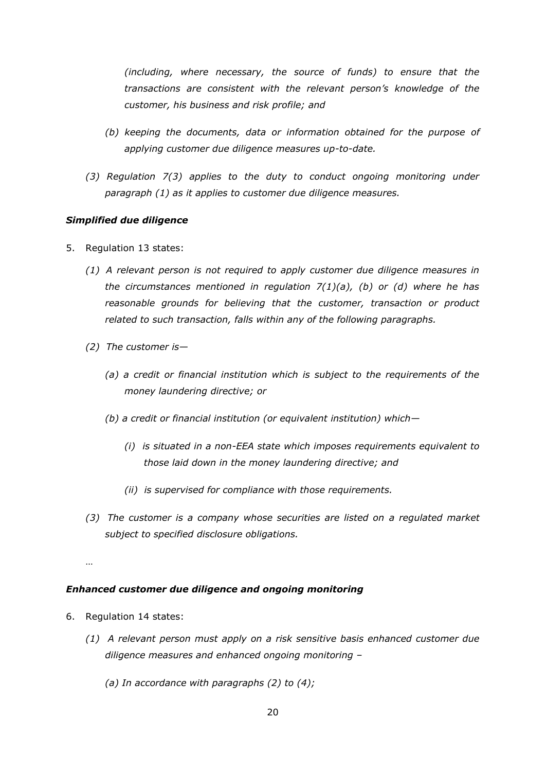*(including, where necessary, the source of funds) to ensure that the transactions are consistent with the relevant person's knowledge of the customer, his business and risk profile; and*

*(b) keeping the documents, data or information obtained for the purpose of applying customer due diligence measures up-to-date.*

*(3) Regulation 7(3) applies to the duty to conduct ongoing monitoring under paragraph (1) as it applies to customer due diligence measures.*

***Simplified due diligence***

5. Regulation 13 states:

   *(1) A relevant person is not required to apply customer due diligence measures in the circumstances mentioned in regulation 7(1)(a), (b) or (d) where he has reasonable grounds for believing that the customer, transaction or product related to such transaction, falls within any of the following paragraphs.*

   *(2) The customer is—*

   *(a) a credit or financial institution which is subject to the requirements of the money laundering directive; or*

   *(b) a credit or financial institution (or equivalent institution) which—*

   *(i) is situated in a non-EEA state which imposes requirements equivalent to those laid down in the money laundering directive; and*

   *(ii) is supervised for compliance with those requirements.*

   *(3) The customer is a company whose securities are listed on a regulated market subject to specified disclosure obligations.*

   …

***Enhanced customer due diligence and ongoing monitoring***

6. Regulation 14 states:

   *(1) A relevant person must apply on a risk sensitive basis enhanced customer due diligence measures and enhanced ongoing monitoring –*

   *(a) In accordance with paragraphs (2) to (4);*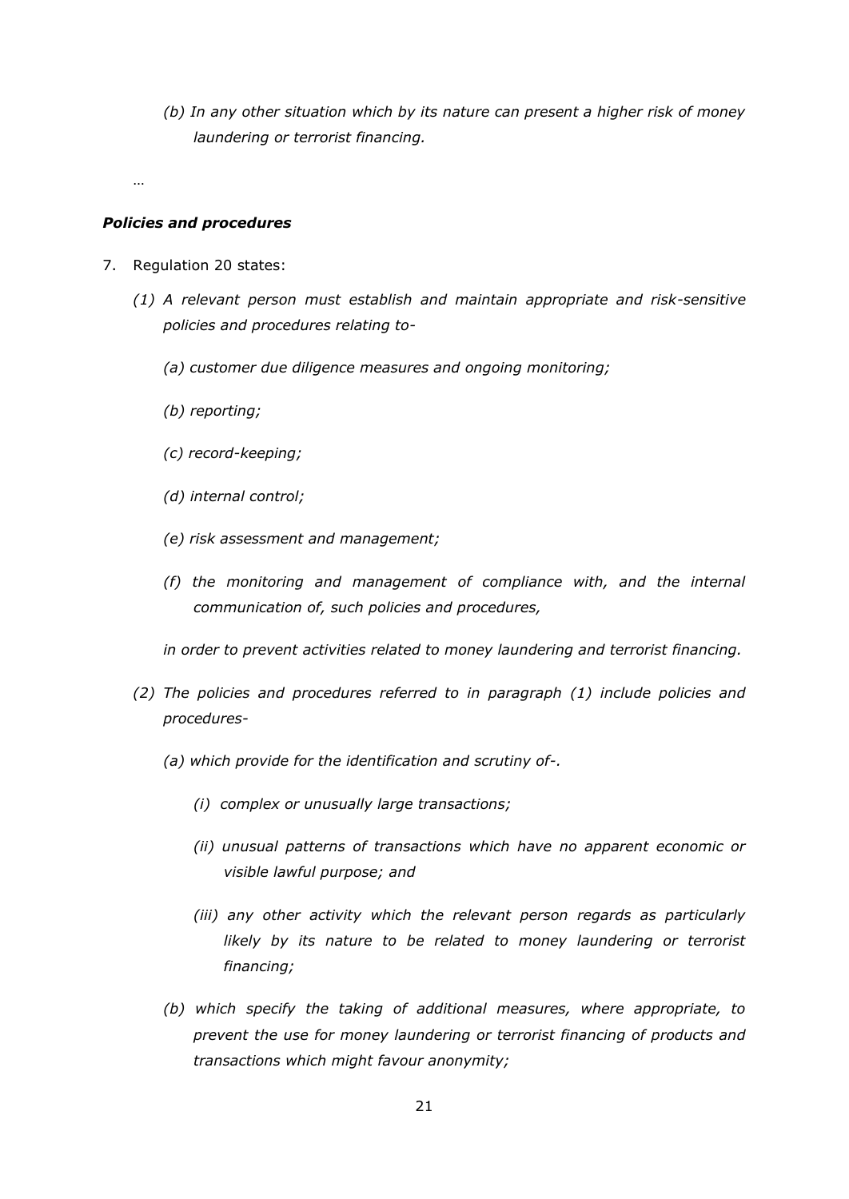*(b) In any other situation which by its nature can present a higher risk of money laundering or terrorist financing.*

…

***Policies and procedures***

7. Regulation 20 states:

   *(1) A relevant person must establish and maintain appropriate and risk-sensitive policies and procedures relating to-*

   *(a) customer due diligence measures and ongoing monitoring;*

   *(b) reporting;*

   *(c) record-keeping;*

   *(d) internal control;*

   *(e) risk assessment and management;*

   *(f) the monitoring and management of compliance with, and the internal communication of, such policies and procedures,*

   *in order to prevent activities related to money laundering and terrorist financing.*

   *(2) The policies and procedures referred to in paragraph (1) include policies and procedures-*

   *(a) which provide for the identification and scrutiny of-.*

   *(i) complex or unusually large transactions;*

   *(ii) unusual patterns of transactions which have no apparent economic or visible lawful purpose; and*

   *(iii) any other activity which the relevant person regards as particularly likely by its nature to be related to money laundering or terrorist financing;*

   *(b) which specify the taking of additional measures, where appropriate, to prevent the use for money laundering or terrorist financing of products and transactions which might favour anonymity;*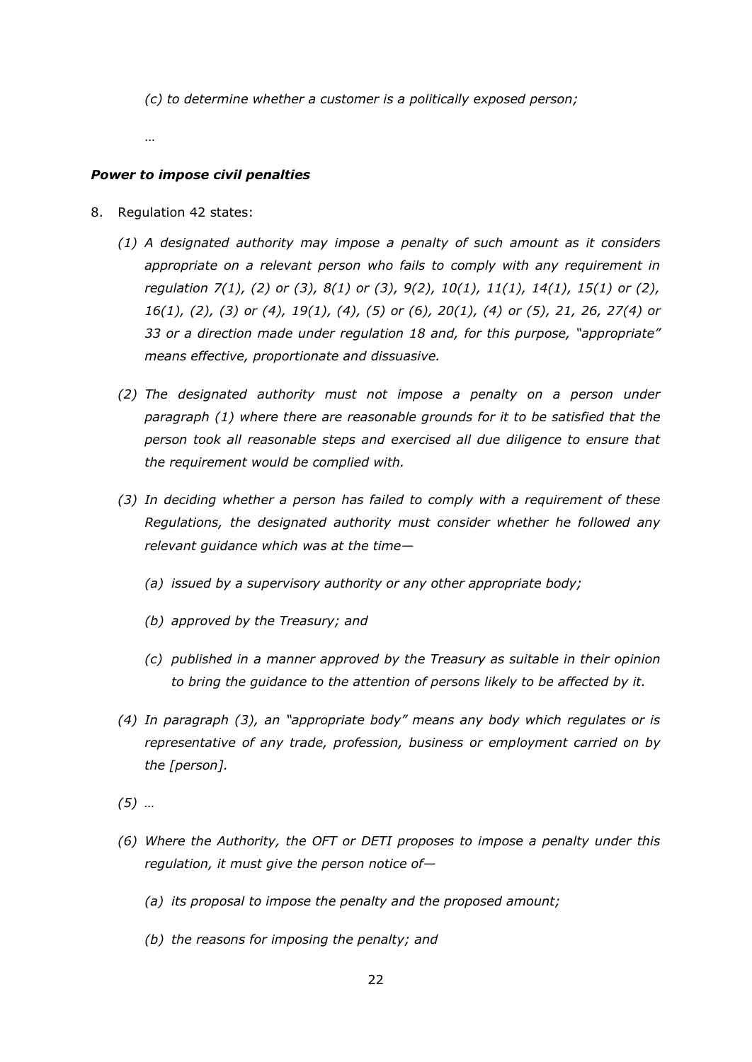*(c) to determine whether a customer is a politically exposed person;*

…

***Power to impose civil penalties***

8. Regulation 42 states:

   *(1) A designated authority may impose a penalty of such amount as it considers appropriate on a relevant person who fails to comply with any requirement in regulation 7(1), (2) or (3), 8(1) or (3), 9(2), 10(1), 11(1), 14(1), 15(1) or (2), 16(1), (2), (3) or (4), 19(1), (4), (5) or (6), 20(1), (4) or (5), 21, 26, 27(4) or 33 or a direction made under regulation 18 and, for this purpose, "appropriate" means effective, proportionate and dissuasive.*

   *(2) The designated authority must not impose a penalty on a person under paragraph (1) where there are reasonable grounds for it to be satisfied that the person took all reasonable steps and exercised all due diligence to ensure that the requirement would be complied with.*

   *(3) In deciding whether a person has failed to comply with a requirement of these Regulations, the designated authority must consider whether he followed any relevant guidance which was at the time—*

   *(a) issued by a supervisory authority or any other appropriate body;*

   *(b) approved by the Treasury; and*

   *(c) published in a manner approved by the Treasury as suitable in their opinion to bring the guidance to the attention of persons likely to be affected by it.*

   *(4) In paragraph (3), an "appropriate body" means any body which regulates or is representative of any trade, profession, business or employment carried on by the [person].*

   *(5) …*

   *(6) Where the Authority, the OFT or DETI proposes to impose a penalty under this regulation, it must give the person notice of—*

   *(a) its proposal to impose the penalty and the proposed amount;*

   *(b) the reasons for imposing the penalty; and*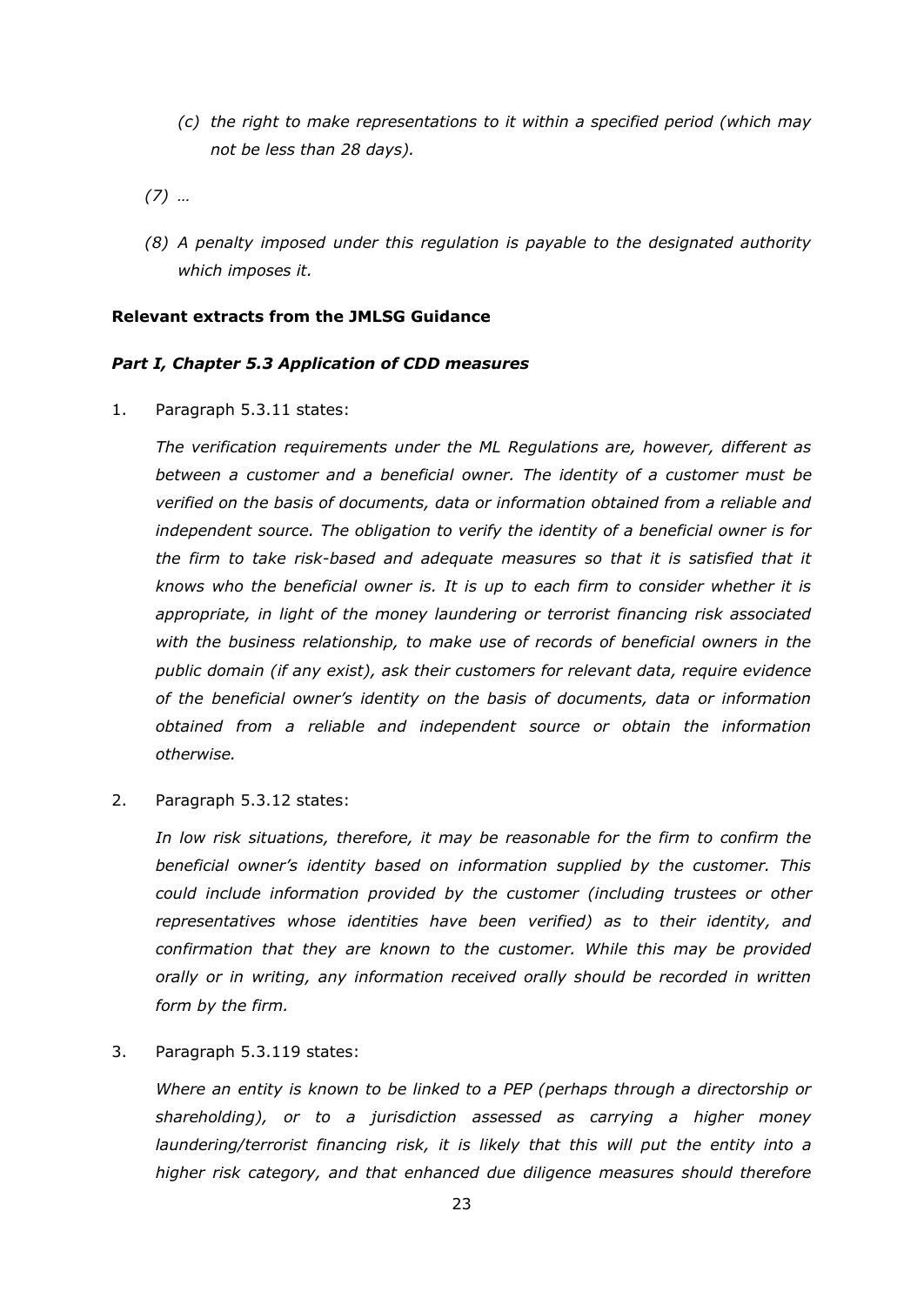*(c) the right to make representations to it within a specified period (which may not be less than 28 days).*

*(7) …*

*(8) A penalty imposed under this regulation is payable to the designated authority which imposes it.*

**Relevant extracts from the JMLSG Guidance**

***Part I, Chapter 5.3 Application of CDD measures***

1. Paragraph 5.3.11 states:

   *The verification requirements under the ML Regulations are, however, different as between a customer and a beneficial owner. The identity of a customer must be verified on the basis of documents, data or information obtained from a reliable and independent source. The obligation to verify the identity of a beneficial owner is for the firm to take risk-based and adequate measures so that it is satisfied that it knows who the beneficial owner is. It is up to each firm to consider whether it is appropriate, in light of the money laundering or terrorist financing risk associated with the business relationship, to make use of records of beneficial owners in the public domain (if any exist), ask their customers for relevant data, require evidence of the beneficial owner's identity on the basis of documents, data or information obtained from a reliable and independent source or obtain the information otherwise.*

2. Paragraph 5.3.12 states:

   *In low risk situations, therefore, it may be reasonable for the firm to confirm the beneficial owner's identity based on information supplied by the customer. This could include information provided by the customer (including trustees or other representatives whose identities have been verified) as to their identity, and confirmation that they are known to the customer. While this may be provided orally or in writing, any information received orally should be recorded in written form by the firm.*

3. Paragraph 5.3.119 states:

   *Where an entity is known to be linked to a PEP (perhaps through a directorship or shareholding), or to a jurisdiction assessed as carrying a higher money laundering/terrorist financing risk, it is likely that this will put the entity into a higher risk category, and that enhanced due diligence measures should therefore*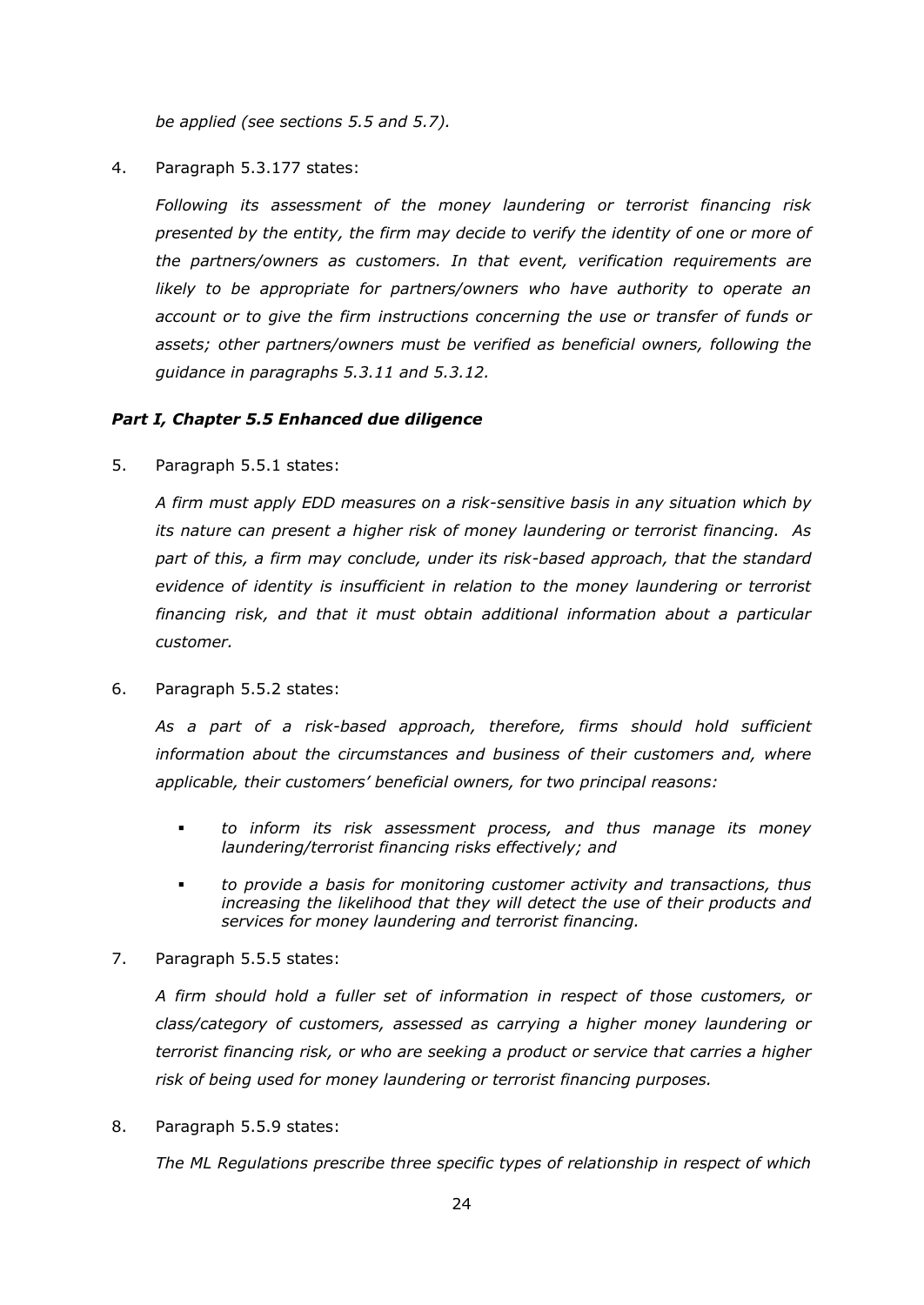*be applied (see sections 5.5 and 5.7).*

4. Paragraph 5.3.177 states:

   *Following its assessment of the money laundering or terrorist financing risk presented by the entity, the firm may decide to verify the identity of one or more of the partners/owners as customers. In that event, verification requirements are likely to be appropriate for partners/owners who have authority to operate an account or to give the firm instructions concerning the use or transfer of funds or assets; other partners/owners must be verified as beneficial owners, following the guidance in paragraphs 5.3.11 and 5.3.12.*

### *Part I, Chapter 5.5 Enhanced due diligence*

5. Paragraph 5.5.1 states:

   *A firm must apply EDD measures on a risk-sensitive basis in any situation which by its nature can present a higher risk of money laundering or terrorist financing. As part of this, a firm may conclude, under its risk-based approach, that the standard evidence of identity is insufficient in relation to the money laundering or terrorist financing risk, and that it must obtain additional information about a particular customer.*

6. Paragraph 5.5.2 states:

   *As a part of a risk-based approach, therefore, firms should hold sufficient information about the circumstances and business of their customers and, where applicable, their customers' beneficial owners, for two principal reasons:*

   - *to inform its risk assessment process, and thus manage its money laundering/terrorist financing risks effectively; and*
   - *to provide a basis for monitoring customer activity and transactions, thus increasing the likelihood that they will detect the use of their products and services for money laundering and terrorist financing.*

7. Paragraph 5.5.5 states:

   *A firm should hold a fuller set of information in respect of those customers, or class/category of customers, assessed as carrying a higher money laundering or terrorist financing risk, or who are seeking a product or service that carries a higher risk of being used for money laundering or terrorist financing purposes.*

8. Paragraph 5.5.9 states:

   *The ML Regulations prescribe three specific types of relationship in respect of which*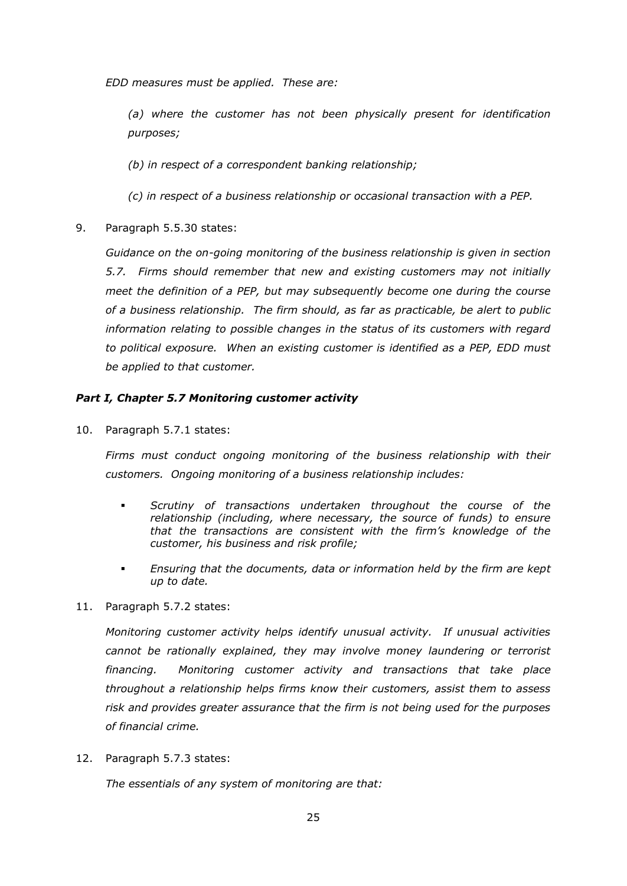*EDD measures must be applied. These are:*

*(a) where the customer has not been physically present for identification purposes;*

*(b) in respect of a correspondent banking relationship;*

*(c) in respect of a business relationship or occasional transaction with a PEP.*

9. Paragraph 5.5.30 states:

   *Guidance on the on-going monitoring of the business relationship is given in section 5.7. Firms should remember that new and existing customers may not initially meet the definition of a PEP, but may subsequently become one during the course of a business relationship. The firm should, as far as practicable, be alert to public information relating to possible changes in the status of its customers with regard to political exposure. When an existing customer is identified as a PEP, EDD must be applied to that customer.*

### *Part I, Chapter 5.7 Monitoring customer activity*

10. Paragraph 5.7.1 states:

    *Firms must conduct ongoing monitoring of the business relationship with their customers. Ongoing monitoring of a business relationship includes:*

    - *Scrutiny of transactions undertaken throughout the course of the relationship (including, where necessary, the source of funds) to ensure that the transactions are consistent with the firm's knowledge of the customer, his business and risk profile;*
    - *Ensuring that the documents, data or information held by the firm are kept up to date.*

11. Paragraph 5.7.2 states:

    *Monitoring customer activity helps identify unusual activity. If unusual activities cannot be rationally explained, they may involve money laundering or terrorist financing. Monitoring customer activity and transactions that take place throughout a relationship helps firms know their customers, assist them to assess risk and provides greater assurance that the firm is not being used for the purposes of financial crime.*

12. Paragraph 5.7.3 states:

    *The essentials of any system of monitoring are that:*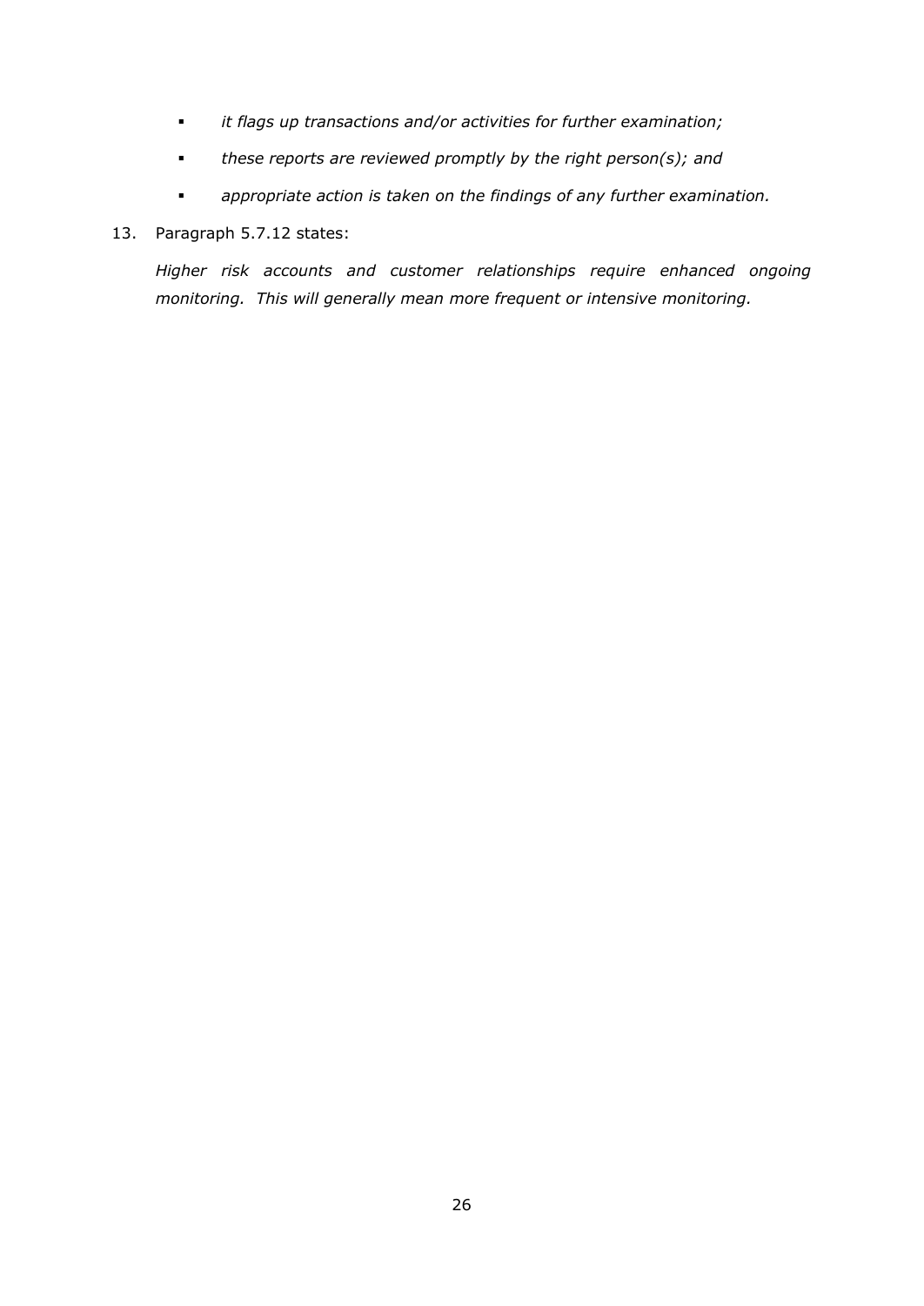- *it flags up transactions and/or activities for further examination;*
- *these reports are reviewed promptly by the right person(s); and*
- *appropriate action is taken on the findings of any further examination.*

13. Paragraph 5.7.12 states:

    *Higher risk accounts and customer relationships require enhanced ongoing monitoring. This will generally mean more frequent or intensive monitoring.*